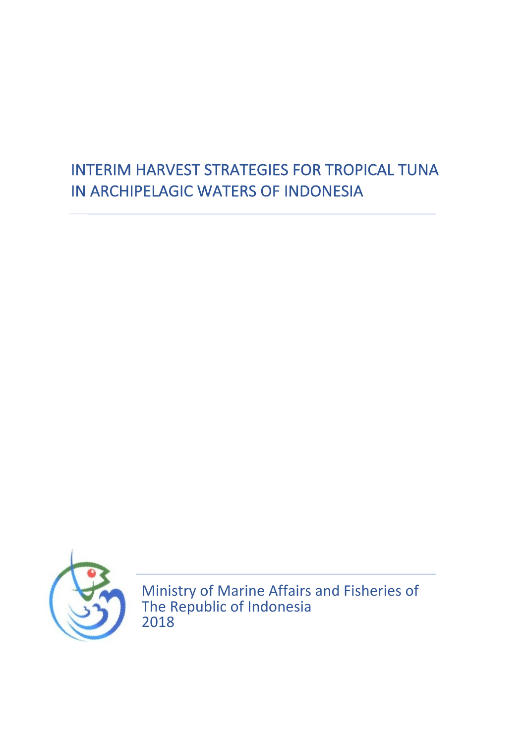# INTERIM HARVEST STRATEGIES FOR TROPICAL TUNA IN ARCHIPELAGIC WATERS OF INDONESIA

Ministry of Marine Affairs and Fisheries of The Republic of Indonesia
2018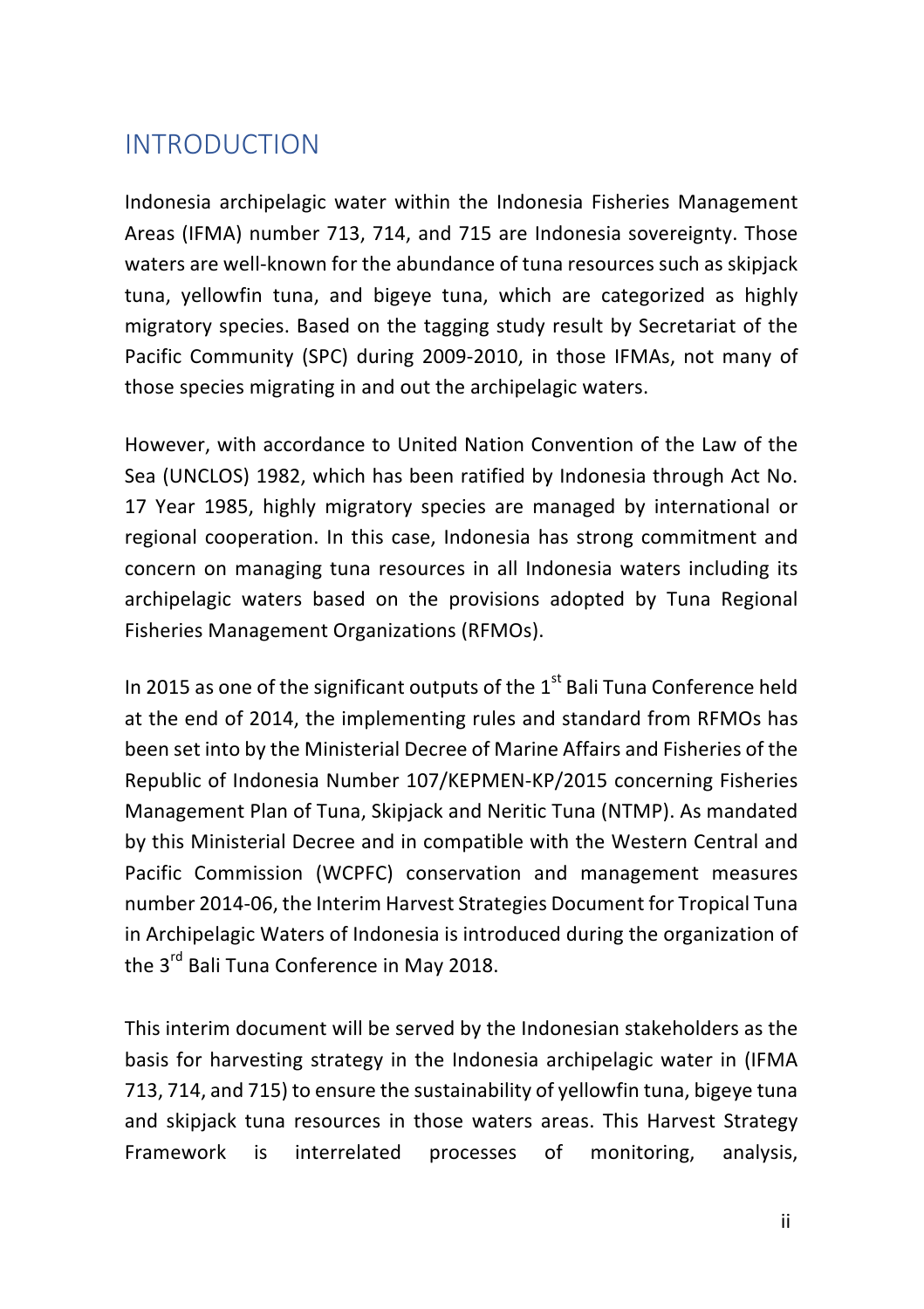## INTRODUCTION

Indonesia archipelagic water within the Indonesia Fisheries Management Areas (IFMA) number 713, 714, and 715 are Indonesia sovereignty. Those waters are well-known for the abundance of tuna resources such as skipjack tuna, yellowfin tuna, and bigeye tuna, which are categorized as highly migratory species. Based on the tagging study result by Secretariat of the Pacific Community (SPC) during 2009-2010, in those IFMAs, not many of those species migrating in and out the archipelagic waters.

However, with accordance to United Nation Convention of the Law of the Sea (UNCLOS) 1982, which has been ratified by Indonesia through Act No. 17 Year 1985, highly migratory species are managed by international or regional cooperation. In this case, Indonesia has strong commitment and concern on managing tuna resources in all Indonesia waters including its archipelagic waters based on the provisions adopted by Tuna Regional Fisheries Management Organizations (RFMOs).

In 2015 as one of the significant outputs of the 1st Bali Tuna Conference held at the end of 2014, the implementing rules and standard from RFMOs has been set into by the Ministerial Decree of Marine Affairs and Fisheries of the Republic of Indonesia Number 107/KEPMEN-KP/2015 concerning Fisheries Management Plan of Tuna, Skipjack and Neritic Tuna (NTMP). As mandated by this Ministerial Decree and in compatible with the Western Central and Pacific Commission (WCPFC) conservation and management measures number 2014-06, the Interim Harvest Strategies Document for Tropical Tuna in Archipelagic Waters of Indonesia is introduced during the organization of the 3rd Bali Tuna Conference in May 2018.

This interim document will be served by the Indonesian stakeholders as the basis for harvesting strategy in the Indonesia archipelagic water in (IFMA 713, 714, and 715) to ensure the sustainability of yellowfin tuna, bigeye tuna and skipjack tuna resources in those waters areas. This Harvest Strategy Framework is interrelated processes of monitoring, analysis,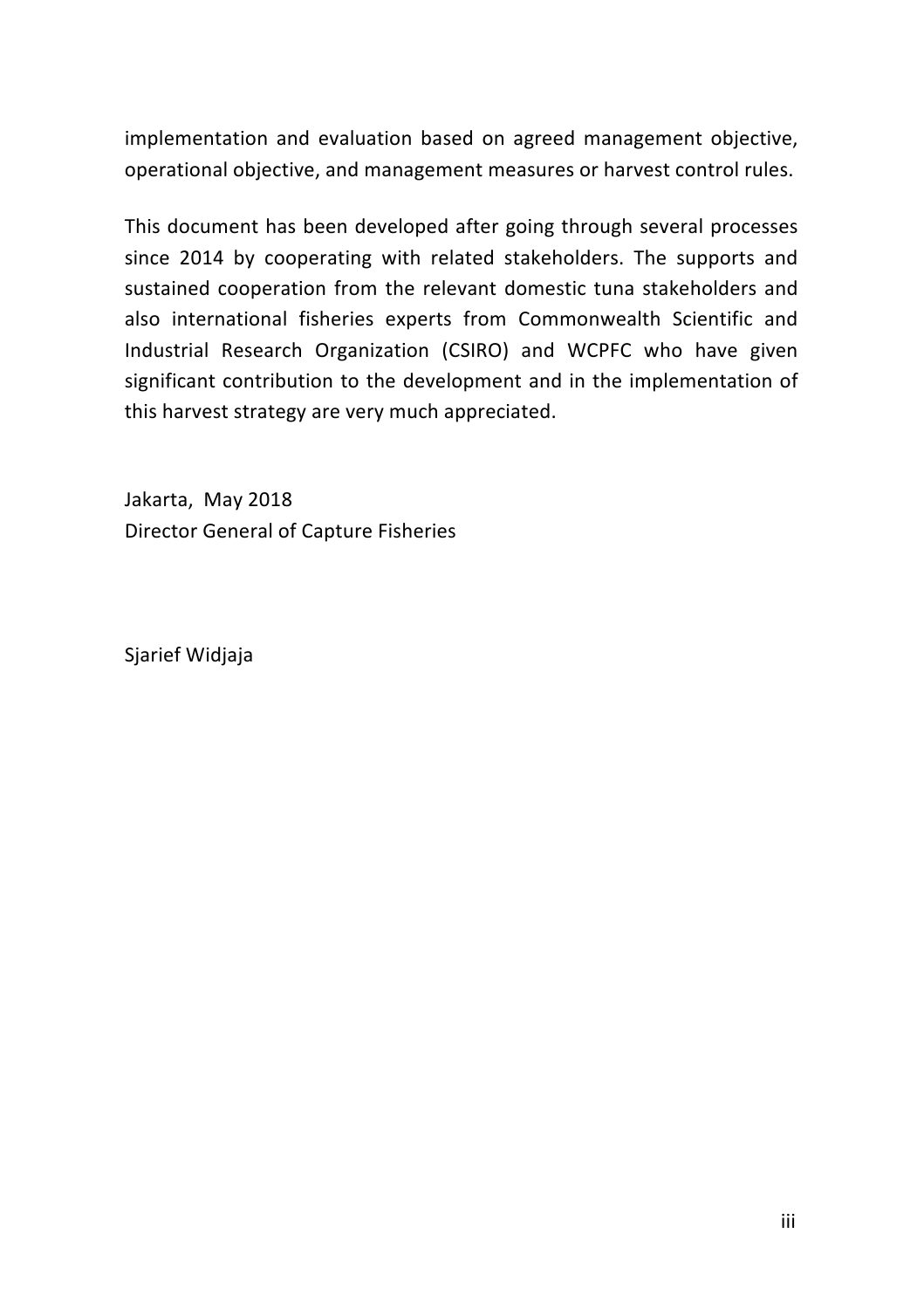implementation and evaluation based on agreed management objective, operational objective, and management measures or harvest control rules.

This document has been developed after going through several processes since 2014 by cooperating with related stakeholders. The supports and sustained cooperation from the relevant domestic tuna stakeholders and also international fisheries experts from Commonwealth Scientific and Industrial Research Organization (CSIRO) and WCPFC who have given significant contribution to the development and in the implementation of this harvest strategy are very much appreciated.

Jakarta, May 2018
Director General of Capture Fisheries

Sjarief Widjaja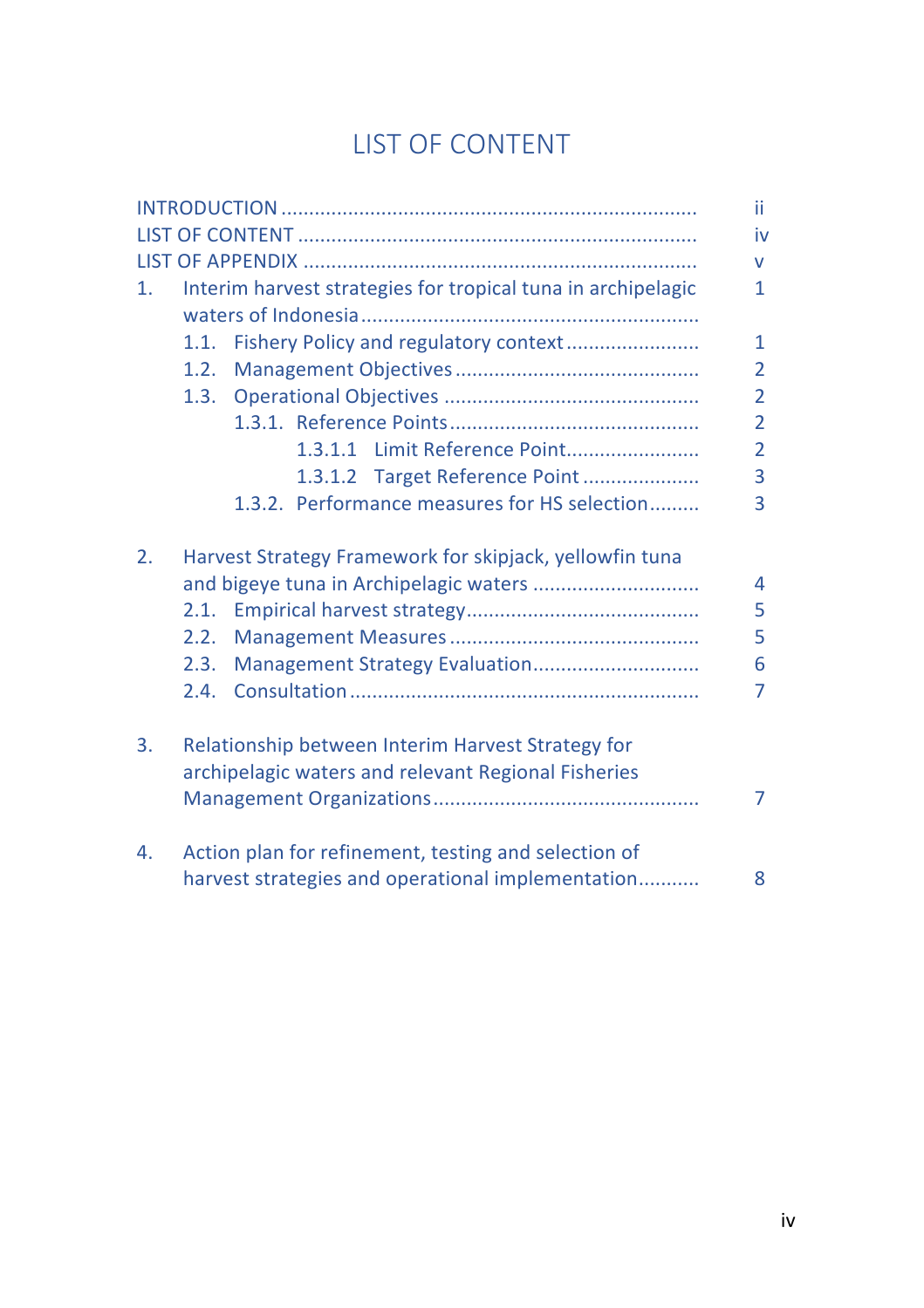# LIST OF CONTENT

| | |
|---|---|
| INTRODUCTION | ii |
| LIST OF CONTENT | iv |
| LIST OF APPENDIX | v |
| 1. Interim harvest strategies for tropical tuna in archipelagic waters of Indonesia | 1 |
| 1.1. Fishery Policy and regulatory context | 1 |
| 1.2. Management Objectives | 2 |
| 1.3. Operational Objectives | 2 |
| 1.3.1. Reference Points | 2 |
| 1.3.1.1 Limit Reference Point | 2 |
| 1.3.1.2 Target Reference Point | 3 |
| 1.3.2. Performance measures for HS selection | 3 |
| 2. Harvest Strategy Framework for skipjack, yellowfin tuna and bigeye tuna in Archipelagic waters | 4 |
| 2.1. Empirical harvest strategy | 5 |
| 2.2. Management Measures | 5 |
| 2.3. Management Strategy Evaluation | 6 |
| 2.4. Consultation | 7 |
| 3. Relationship between Interim Harvest Strategy for archipelagic waters and relevant Regional Fisheries Management Organizations | 7 |
| 4. Action plan for refinement, testing and selection of harvest strategies and operational implementation | 8 |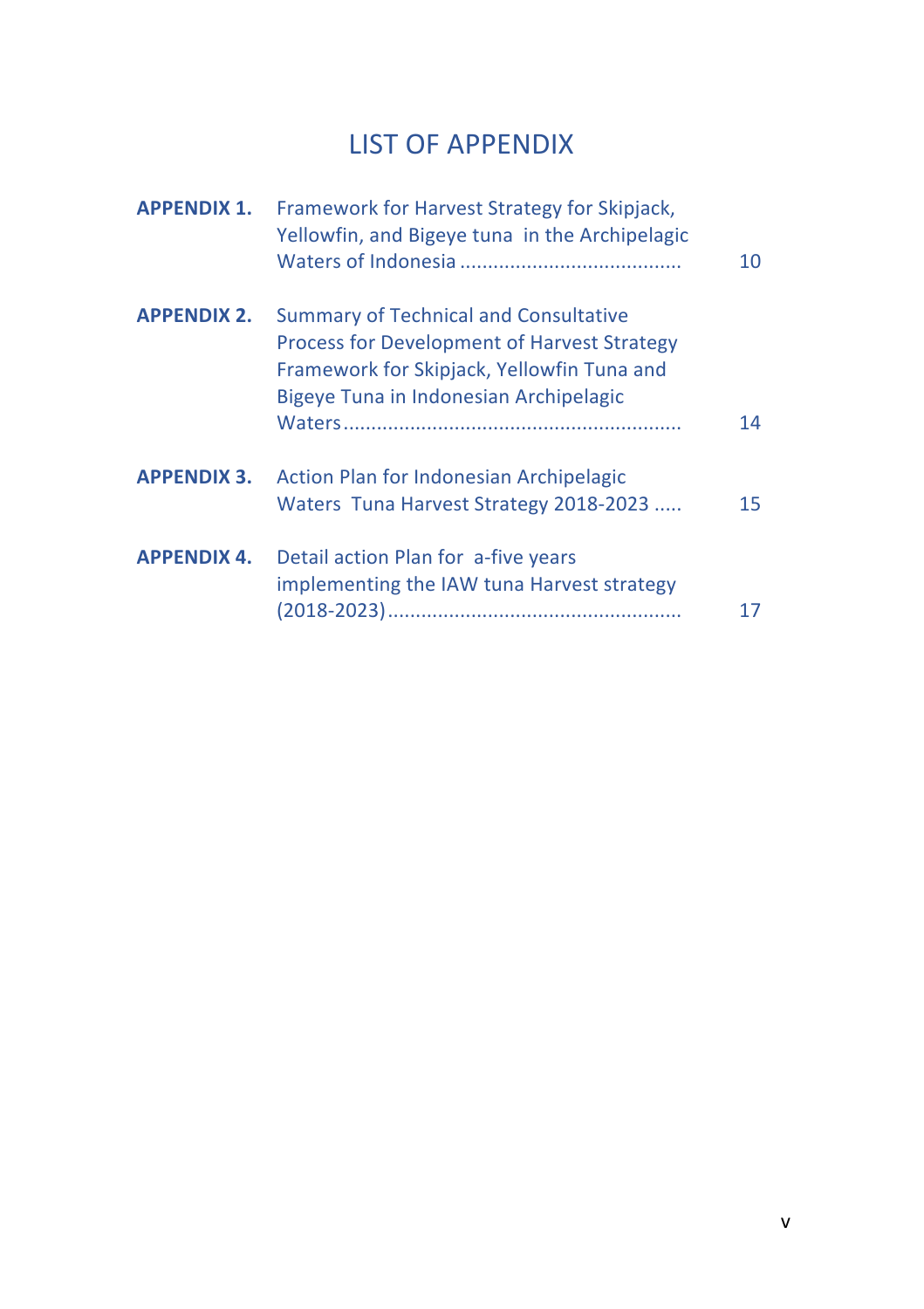# LIST OF APPENDIX

| | | |
|---|---|---|
| **APPENDIX 1.** | Framework for Harvest Strategy for Skipjack, Yellowfin, and Bigeye tuna in the Archipelagic Waters of Indonesia ....................................... | 10 |
| **APPENDIX 2.** | Summary of Technical and Consultative Process for Development of Harvest Strategy Framework for Skipjack, Yellowfin Tuna and Bigeye Tuna in Indonesian Archipelagic Waters............................................................ | 14 |
| **APPENDIX 3.** | Action Plan for Indonesian Archipelagic Waters Tuna Harvest Strategy 2018-2023 ..... | 15 |
| **APPENDIX 4.** | Detail action Plan for a-five years implementing the IAW tuna Harvest strategy (2018-2023).................................................... | 17 |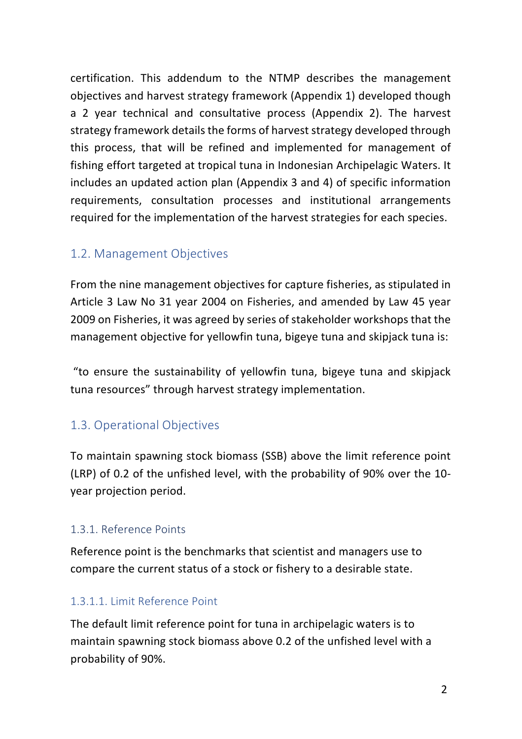certification. This addendum to the NTMP describes the management objectives and harvest strategy framework (Appendix 1) developed though a 2 year technical and consultative process (Appendix 2). The harvest strategy framework details the forms of harvest strategy developed through this process, that will be refined and implemented for management of fishing effort targeted at tropical tuna in Indonesian Archipelagic Waters. It includes an updated action plan (Appendix 3 and 4) of specific information requirements, consultation processes and institutional arrangements required for the implementation of the harvest strategies for each species.

## 1.2. Management Objectives

From the nine management objectives for capture fisheries, as stipulated in Article 3 Law No 31 year 2004 on Fisheries, and amended by Law 45 year 2009 on Fisheries, it was agreed by series of stakeholder workshops that the management objective for yellowfin tuna, bigeye tuna and skipjack tuna is:

"to ensure the sustainability of yellowfin tuna, bigeye tuna and skipjack tuna resources" through harvest strategy implementation.

## 1.3. Operational Objectives

To maintain spawning stock biomass (SSB) above the limit reference point (LRP) of 0.2 of the unfished level, with the probability of 90% over the 10-year projection period.

### 1.3.1. Reference Points

Reference point is the benchmarks that scientist and managers use to compare the current status of a stock or fishery to a desirable state.

#### 1.3.1.1. Limit Reference Point

The default limit reference point for tuna in archipelagic waters is to maintain spawning stock biomass above 0.2 of the unfished level with a probability of 90%.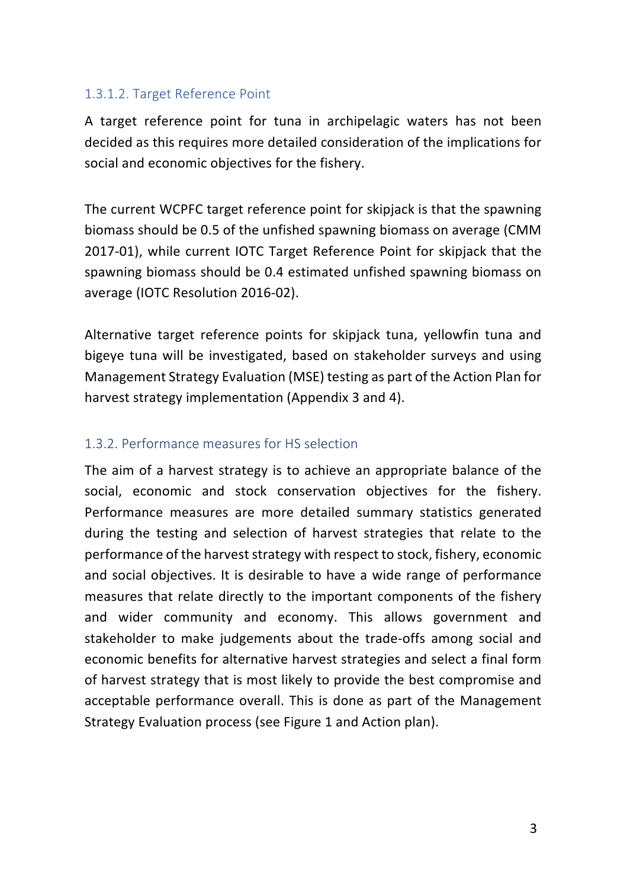#### 1.3.1.2. Target Reference Point

A target reference point for tuna in archipelagic waters has not been decided as this requires more detailed consideration of the implications for social and economic objectives for the fishery.

The current WCPFC target reference point for skipjack is that the spawning biomass should be 0.5 of the unfished spawning biomass on average (CMM 2017-01), while current IOTC Target Reference Point for skipjack that the spawning biomass should be 0.4 estimated unfished spawning biomass on average (IOTC Resolution 2016-02).

Alternative target reference points for skipjack tuna, yellowfin tuna and bigeye tuna will be investigated, based on stakeholder surveys and using Management Strategy Evaluation (MSE) testing as part of the Action Plan for harvest strategy implementation (Appendix 3 and 4).

### 1.3.2. Performance measures for HS selection

The aim of a harvest strategy is to achieve an appropriate balance of the social, economic and stock conservation objectives for the fishery. Performance measures are more detailed summary statistics generated during the testing and selection of harvest strategies that relate to the performance of the harvest strategy with respect to stock, fishery, economic and social objectives. It is desirable to have a wide range of performance measures that relate directly to the important components of the fishery and wider community and economy. This allows government and stakeholder to make judgements about the trade-offs among social and economic benefits for alternative harvest strategies and select a final form of harvest strategy that is most likely to provide the best compromise and acceptable performance overall. This is done as part of the Management Strategy Evaluation process (see Figure 1 and Action plan).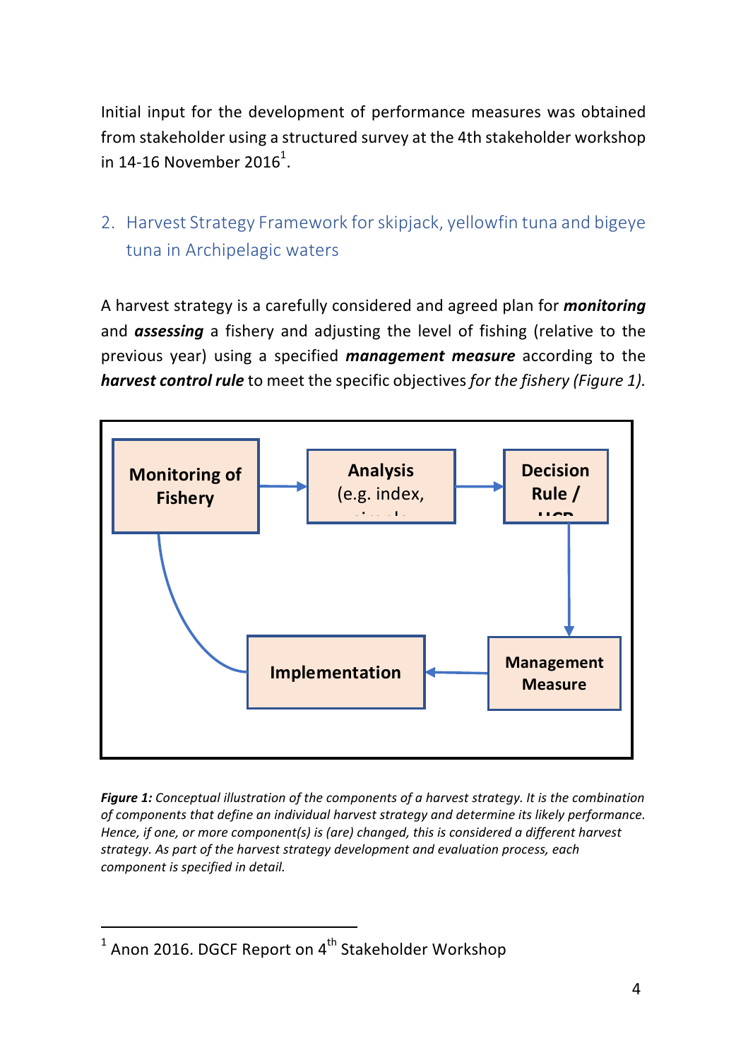Initial input for the development of performance measures was obtained from stakeholder using a structured survey at the 4th stakeholder workshop in 14-16 November 2016[1].

## 2. Harvest Strategy Framework for skipjack, yellowfin tuna and bigeye tuna in Archipelagic waters

A harvest strategy is a carefully considered and agreed plan for ***monitoring*** and ***assessing*** a fishery and adjusting the level of fishing (relative to the previous year) using a specified ***management measure*** according to the ***harvest control rule*** to meet the specific objectives *for the fishery (Figure 1).*

**Monitoring of Fishery** → **Analysis** (e.g. index, → **Decision Rule /** → **Management Measure** → **Implementation** → **Monitoring of Fishery**

***Figure 1:*** *Conceptual illustration of the components of a harvest strategy. It is the combination of components that define an individual harvest strategy and determine its likely performance. Hence, if one, or more component(s) is (are) changed, this is considered a different harvest strategy. As part of the harvest strategy development and evaluation process, each component is specified in detail.*

---

[1] Anon 2016. DGCF Report on 4th Stakeholder Workshop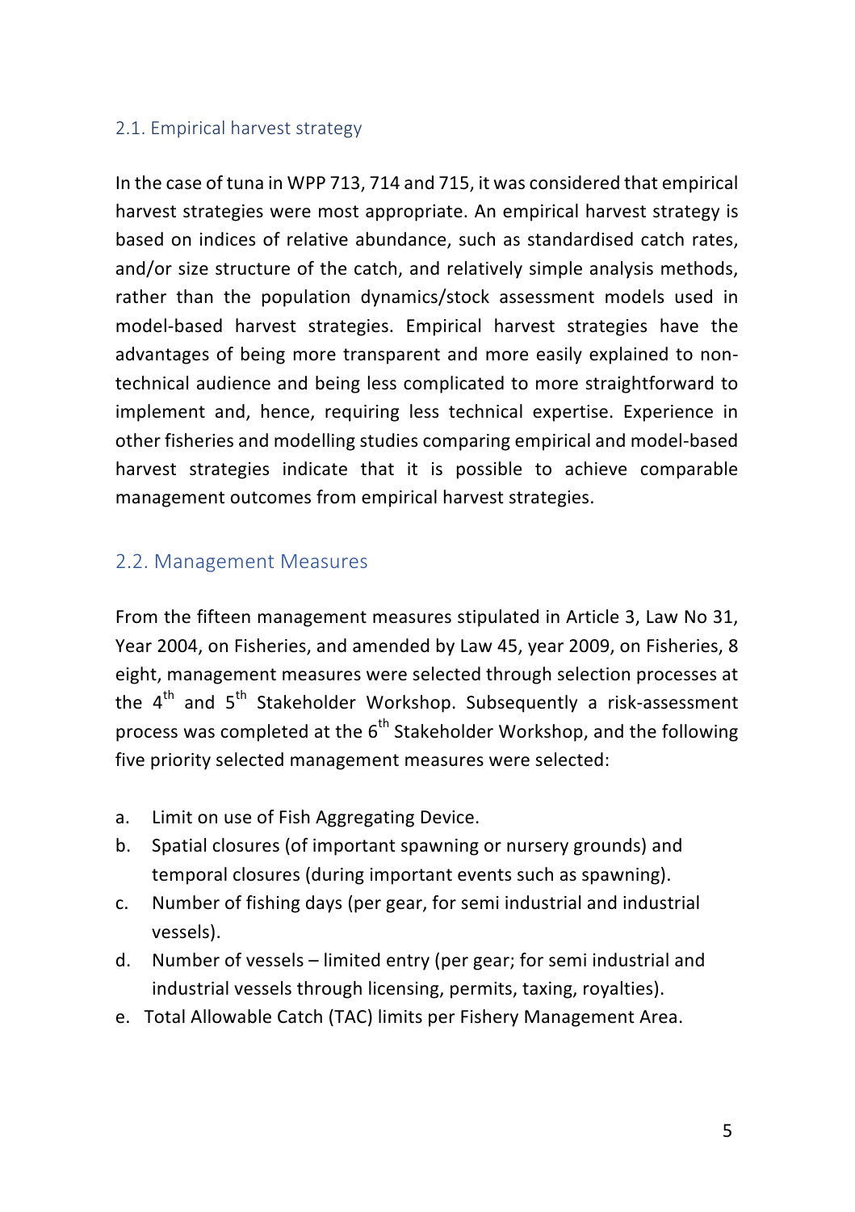## 2.1. Empirical harvest strategy

In the case of tuna in WPP 713, 714 and 715, it was considered that empirical harvest strategies were most appropriate. An empirical harvest strategy is based on indices of relative abundance, such as standardised catch rates, and/or size structure of the catch, and relatively simple analysis methods, rather than the population dynamics/stock assessment models used in model-based harvest strategies. Empirical harvest strategies have the advantages of being more transparent and more easily explained to non-technical audience and being less complicated to more straightforward to implement and, hence, requiring less technical expertise. Experience in other fisheries and modelling studies comparing empirical and model-based harvest strategies indicate that it is possible to achieve comparable management outcomes from empirical harvest strategies.

## 2.2. Management Measures

From the fifteen management measures stipulated in Article 3, Law No 31, Year 2004, on Fisheries, and amended by Law 45, year 2009, on Fisheries, 8 eight, management measures were selected through selection processes at the 4th and 5th Stakeholder Workshop. Subsequently a risk-assessment process was completed at the 6th Stakeholder Workshop, and the following five priority selected management measures were selected:

a. Limit on use of Fish Aggregating Device.
b. Spatial closures (of important spawning or nursery grounds) and temporal closures (during important events such as spawning).
c. Number of fishing days (per gear, for semi industrial and industrial vessels).
d. Number of vessels – limited entry (per gear; for semi industrial and industrial vessels through licensing, permits, taxing, royalties).
e. Total Allowable Catch (TAC) limits per Fishery Management Area.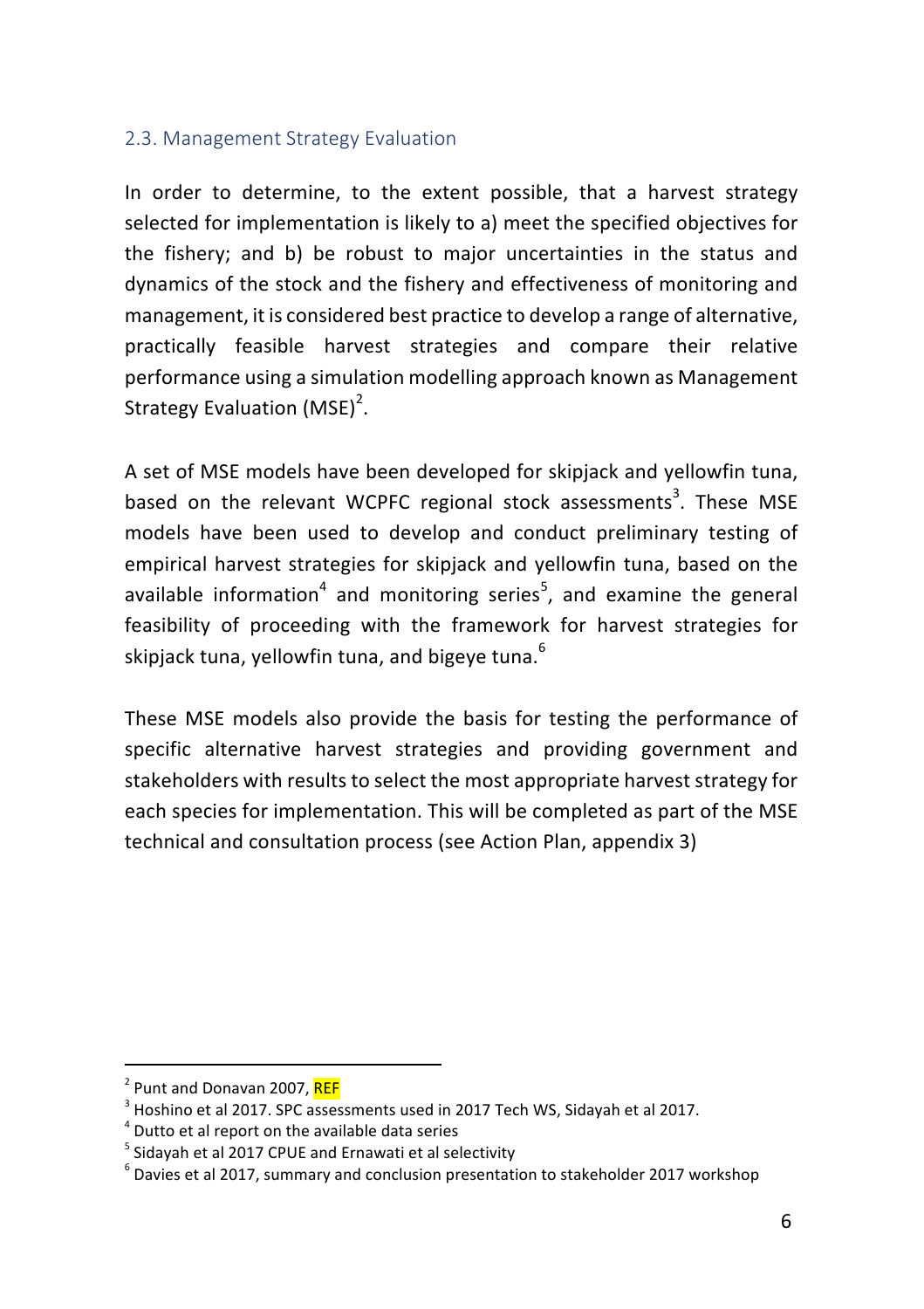## 2.3. Management Strategy Evaluation

In order to determine, to the extent possible, that a harvest strategy selected for implementation is likely to a) meet the specified objectives for the fishery; and b) be robust to major uncertainties in the status and dynamics of the stock and the fishery and effectiveness of monitoring and management, it is considered best practice to develop a range of alternative, practically feasible harvest strategies and compare their relative performance using a simulation modelling approach known as Management Strategy Evaluation (MSE)[2].

A set of MSE models have been developed for skipjack and yellowfin tuna, based on the relevant WCPFC regional stock assessments[3]. These MSE models have been used to develop and conduct preliminary testing of empirical harvest strategies for skipjack and yellowfin tuna, based on the available information[4] and monitoring series[5], and examine the general feasibility of proceeding with the framework for harvest strategies for skipjack tuna, yellowfin tuna, and bigeye tuna.[6]

These MSE models also provide the basis for testing the performance of specific alternative harvest strategies and providing government and stakeholders with results to select the most appropriate harvest strategy for each species for implementation. This will be completed as part of the MSE technical and consultation process (see Action Plan, appendix 3)

---

[2] Punt and Donavan 2007, REF

[3] Hoshino et al 2017. SPC assessments used in 2017 Tech WS, Sidayah et al 2017.

[4] Dutto et al report on the available data series

[5] Sidayah et al 2017 CPUE and Ernawati et al selectivity

[6] Davies et al 2017, summary and conclusion presentation to stakeholder 2017 workshop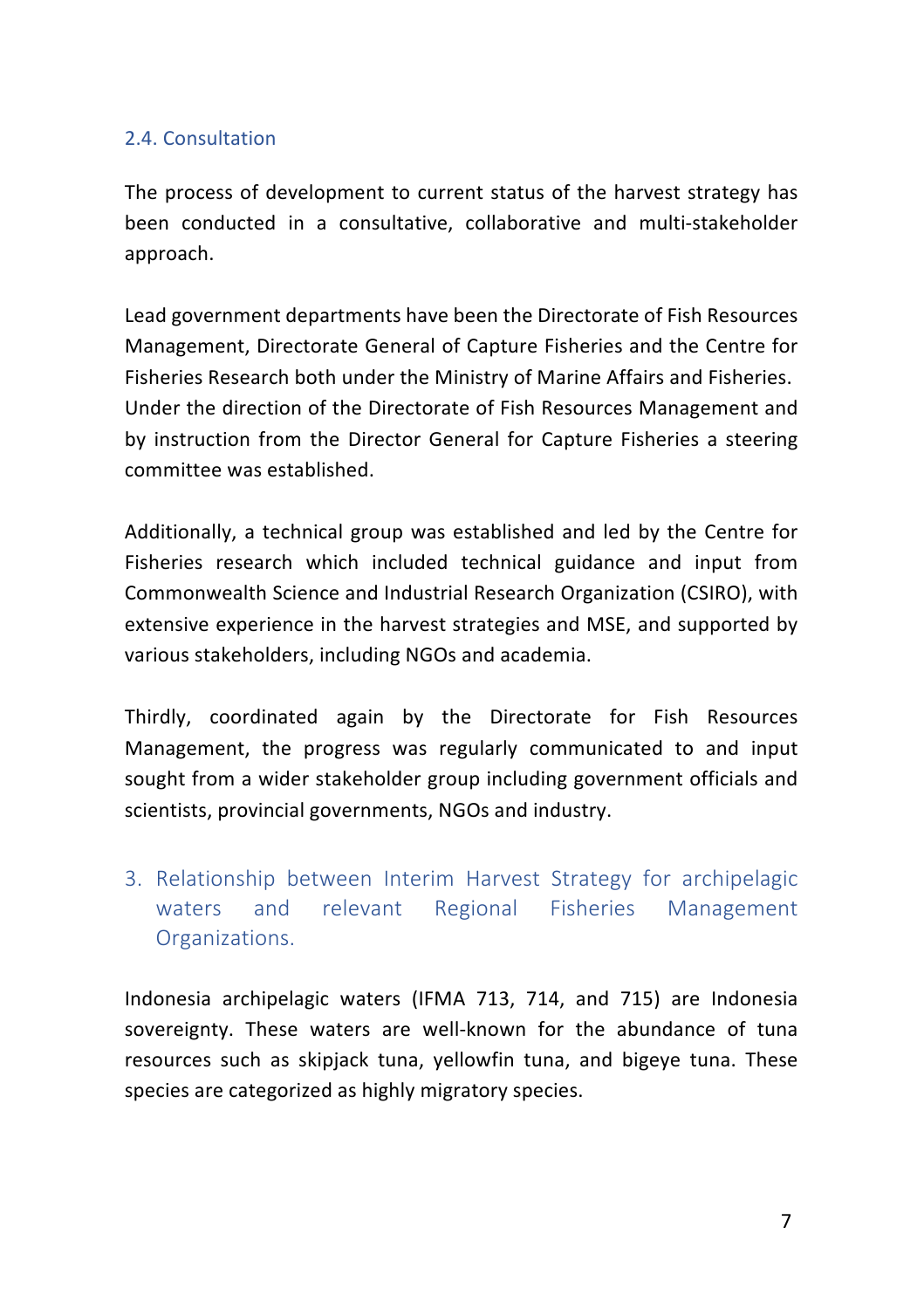### 2.4. Consultation

The process of development to current status of the harvest strategy has been conducted in a consultative, collaborative and multi-stakeholder approach.

Lead government departments have been the Directorate of Fish Resources Management, Directorate General of Capture Fisheries and the Centre for Fisheries Research both under the Ministry of Marine Affairs and Fisheries. Under the direction of the Directorate of Fish Resources Management and by instruction from the Director General for Capture Fisheries a steering committee was established.

Additionally, a technical group was established and led by the Centre for Fisheries research which included technical guidance and input from Commonwealth Science and Industrial Research Organization (CSIRO), with extensive experience in the harvest strategies and MSE, and supported by various stakeholders, including NGOs and academia.

Thirdly, coordinated again by the Directorate for Fish Resources Management, the progress was regularly communicated to and input sought from a wider stakeholder group including government officials and scientists, provincial governments, NGOs and industry.

## 3. Relationship between Interim Harvest Strategy for archipelagic waters and relevant Regional Fisheries Management Organizations.

Indonesia archipelagic waters (IFMA 713, 714, and 715) are Indonesia sovereignty. These waters are well-known for the abundance of tuna resources such as skipjack tuna, yellowfin tuna, and bigeye tuna. These species are categorized as highly migratory species.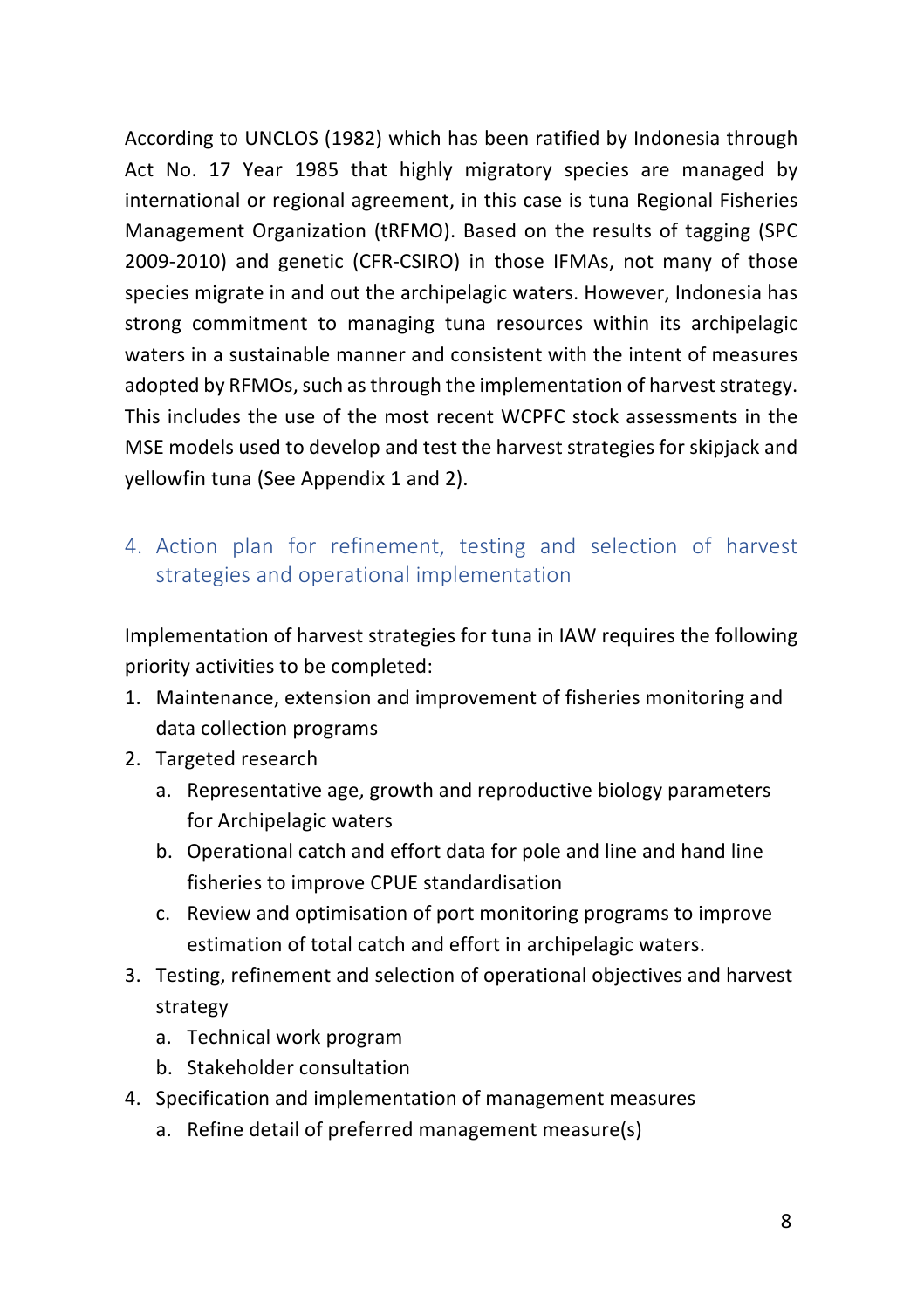According to UNCLOS (1982) which has been ratified by Indonesia through Act No. 17 Year 1985 that highly migratory species are managed by international or regional agreement, in this case is tuna Regional Fisheries Management Organization (tRFMO). Based on the results of tagging (SPC 2009-2010) and genetic (CFR-CSIRO) in those IFMAs, not many of those species migrate in and out the archipelagic waters. However, Indonesia has strong commitment to managing tuna resources within its archipelagic waters in a sustainable manner and consistent with the intent of measures adopted by RFMOs, such as through the implementation of harvest strategy. This includes the use of the most recent WCPFC stock assessments in the MSE models used to develop and test the harvest strategies for skipjack and yellowfin tuna (See Appendix 1 and 2).

## 4. Action plan for refinement, testing and selection of harvest strategies and operational implementation

Implementation of harvest strategies for tuna in IAW requires the following priority activities to be completed:

1. Maintenance, extension and improvement of fisheries monitoring and data collection programs
2. Targeted research
   a. Representative age, growth and reproductive biology parameters for Archipelagic waters
   b. Operational catch and effort data for pole and line and hand line fisheries to improve CPUE standardisation
   c. Review and optimisation of port monitoring programs to improve estimation of total catch and effort in archipelagic waters.
3. Testing, refinement and selection of operational objectives and harvest strategy
   a. Technical work program
   b. Stakeholder consultation
4. Specification and implementation of management measures
   a. Refine detail of preferred management measure(s)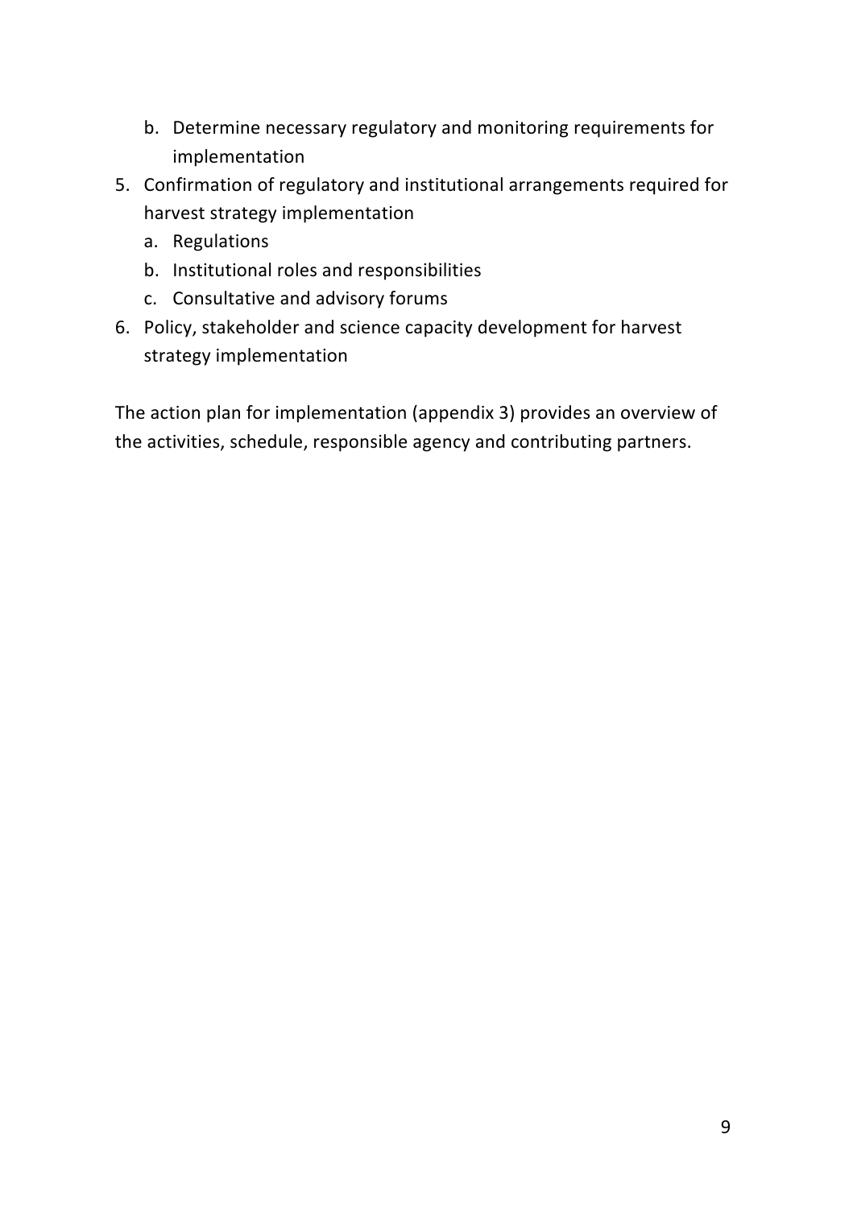b. Determine necessary regulatory and monitoring requirements for implementation
5. Confirmation of regulatory and institutional arrangements required for harvest strategy implementation
   a. Regulations
   b. Institutional roles and responsibilities
   c. Consultative and advisory forums
6. Policy, stakeholder and science capacity development for harvest strategy implementation

The action plan for implementation (appendix 3) provides an overview of the activities, schedule, responsible agency and contributing partners.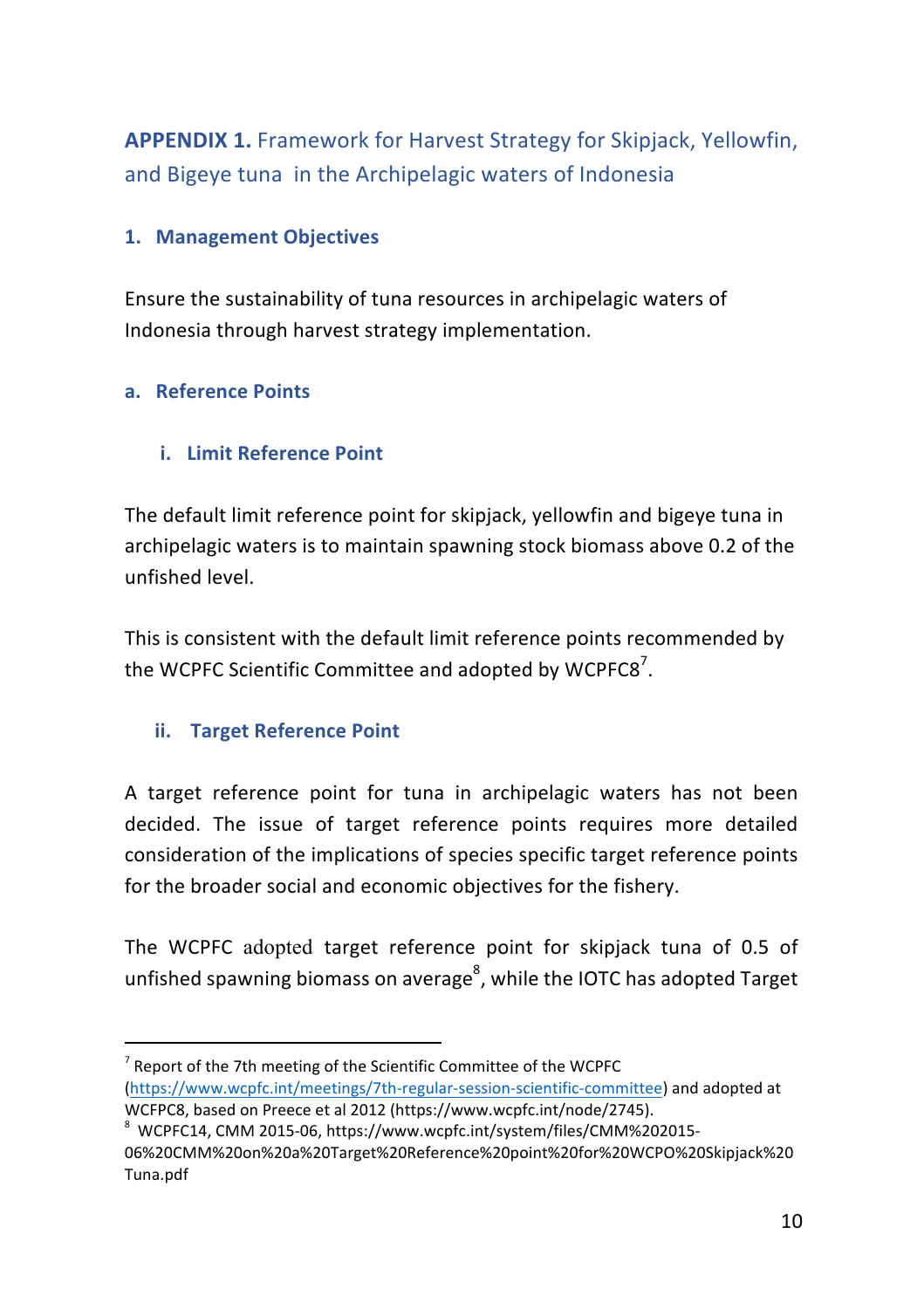## APPENDIX 1. Framework for Harvest Strategy for Skipjack, Yellowfin, and Bigeye tuna in the Archipelagic waters of Indonesia

### 1. Management Objectives

Ensure the sustainability of tuna resources in archipelagic waters of Indonesia through harvest strategy implementation.

#### a. Reference Points

##### i. Limit Reference Point

The default limit reference point for skipjack, yellowfin and bigeye tuna in archipelagic waters is to maintain spawning stock biomass above 0.2 of the unfished level.

This is consistent with the default limit reference points recommended by the WCPFC Scientific Committee and adopted by WCPFC8[7].

##### ii. Target Reference Point

A target reference point for tuna in archipelagic waters has not been decided. The issue of target reference points requires more detailed consideration of the implications of species specific target reference points for the broader social and economic objectives for the fishery.

The WCPFC adopted target reference point for skipjack tuna of 0.5 of unfished spawning biomass on average[8], while the IOTC has adopted Target

---

[7] Report of the 7th meeting of the Scientific Committee of the WCPFC (https://www.wcpfc.int/meetings/7th-regular-session-scientific-committee) and adopted at WCFPC8, based on Preece et al 2012 (https://www.wcpfc.int/node/2745).

[8] WCPFC14, CMM 2015-06, https://www.wcpfc.int/system/files/CMM%202015-06%20CMM%20on%20a%20Target%20Reference%20point%20for%20WCPO%20Skipjack%20Tuna.pdf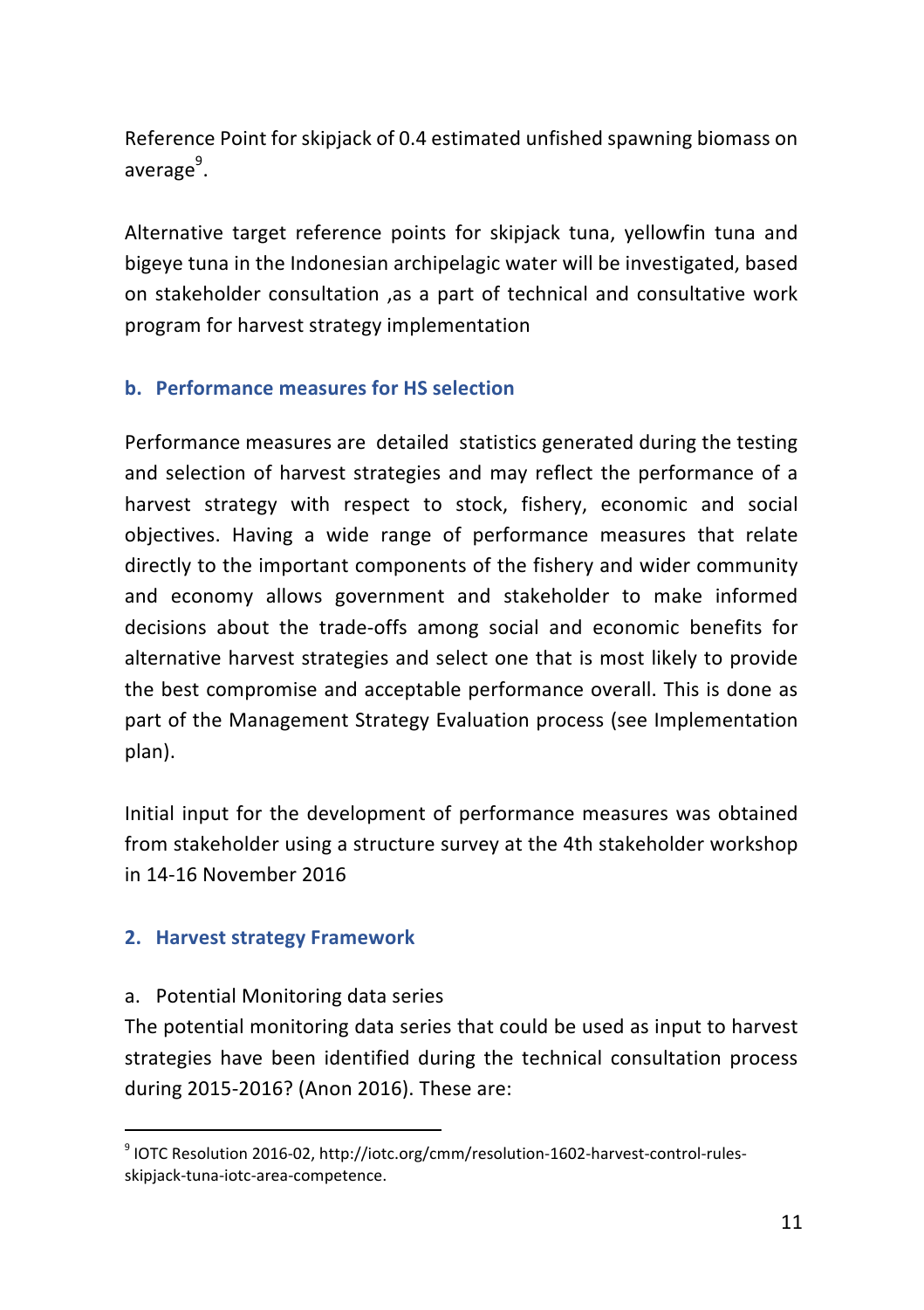Reference Point for skipjack of 0.4 estimated unfished spawning biomass on average[9].

Alternative target reference points for skipjack tuna, yellowfin tuna and bigeye tuna in the Indonesian archipelagic water will be investigated, based on stakeholder consultation ,as a part of technical and consultative work program for harvest strategy implementation

### b. Performance measures for HS selection

Performance measures are detailed statistics generated during the testing and selection of harvest strategies and may reflect the performance of a harvest strategy with respect to stock, fishery, economic and social objectives. Having a wide range of performance measures that relate directly to the important components of the fishery and wider community and economy allows government and stakeholder to make informed decisions about the trade-offs among social and economic benefits for alternative harvest strategies and select one that is most likely to provide the best compromise and acceptable performance overall. This is done as part of the Management Strategy Evaluation process (see Implementation plan).

Initial input for the development of performance measures was obtained from stakeholder using a structure survey at the 4th stakeholder workshop in 14-16 November 2016

## 2. Harvest strategy Framework

a. Potential Monitoring data series

The potential monitoring data series that could be used as input to harvest strategies have been identified during the technical consultation process during 2015-2016? (Anon 2016). These are:

[9] IOTC Resolution 2016-02, http://iotc.org/cmm/resolution-1602-harvest-control-rules-skipjack-tuna-iotc-area-competence.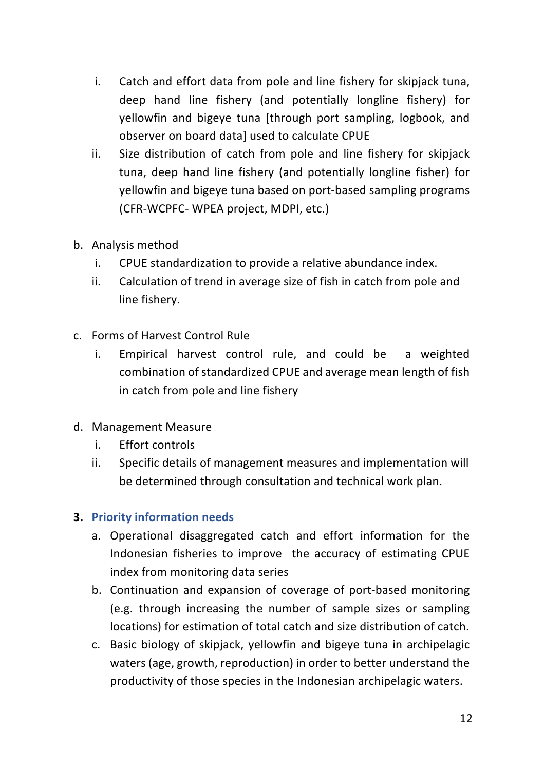i. Catch and effort data from pole and line fishery for skipjack tuna, deep hand line fishery (and potentially longline fishery) for yellowfin and bigeye tuna [through port sampling, logbook, and observer on board data] used to calculate CPUE
   ii. Size distribution of catch from pole and line fishery for skipjack tuna, deep hand line fishery (and potentially longline fisher) for yellowfin and bigeye tuna based on port-based sampling programs (CFR-WCPFC- WPEA project, MDPI, etc.)

b. Analysis method
   i. CPUE standardization to provide a relative abundance index.
   ii. Calculation of trend in average size of fish in catch from pole and line fishery.

c. Forms of Harvest Control Rule
   i. Empirical harvest control rule, and could be a weighted combination of standardized CPUE and average mean length of fish in catch from pole and line fishery

d. Management Measure
   i. Effort controls
   ii. Specific details of management measures and implementation will be determined through consultation and technical work plan.

## 3. Priority information needs

a. Operational disaggregated catch and effort information for the Indonesian fisheries to improve the accuracy of estimating CPUE index from monitoring data series
b. Continuation and expansion of coverage of port-based monitoring (e.g. through increasing the number of sample sizes or sampling locations) for estimation of total catch and size distribution of catch.
c. Basic biology of skipjack, yellowfin and bigeye tuna in archipelagic waters (age, growth, reproduction) in order to better understand the productivity of those species in the Indonesian archipelagic waters.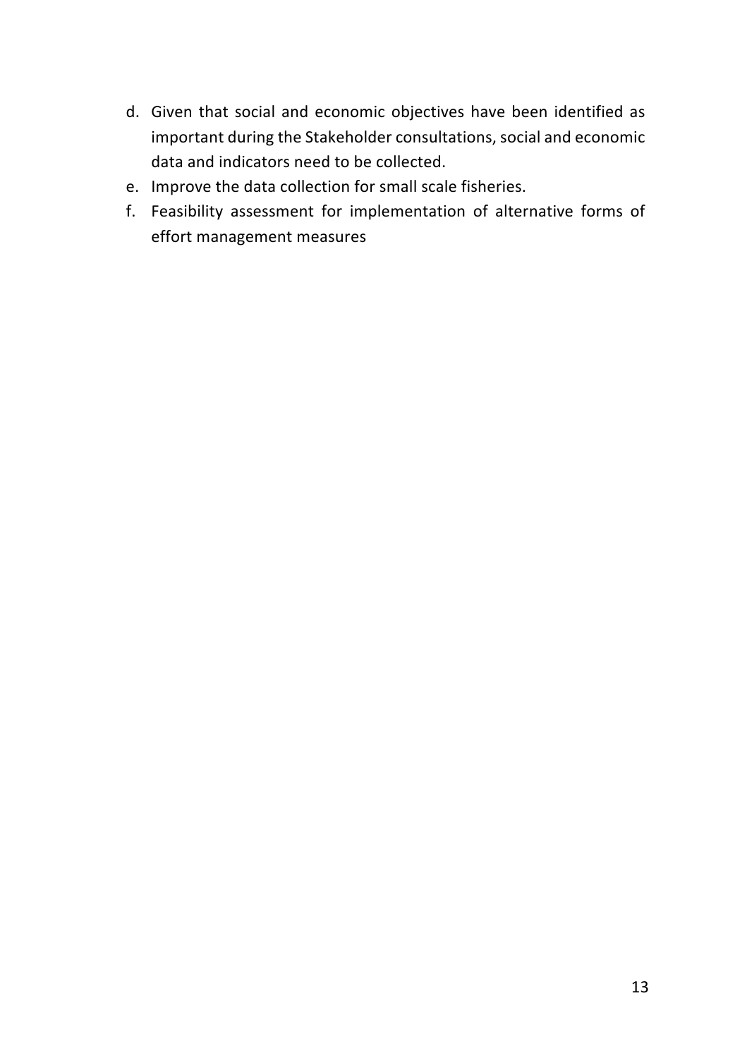d. Given that social and economic objectives have been identified as important during the Stakeholder consultations, social and economic data and indicators need to be collected.
e. Improve the data collection for small scale fisheries.
f. Feasibility assessment for implementation of alternative forms of effort management measures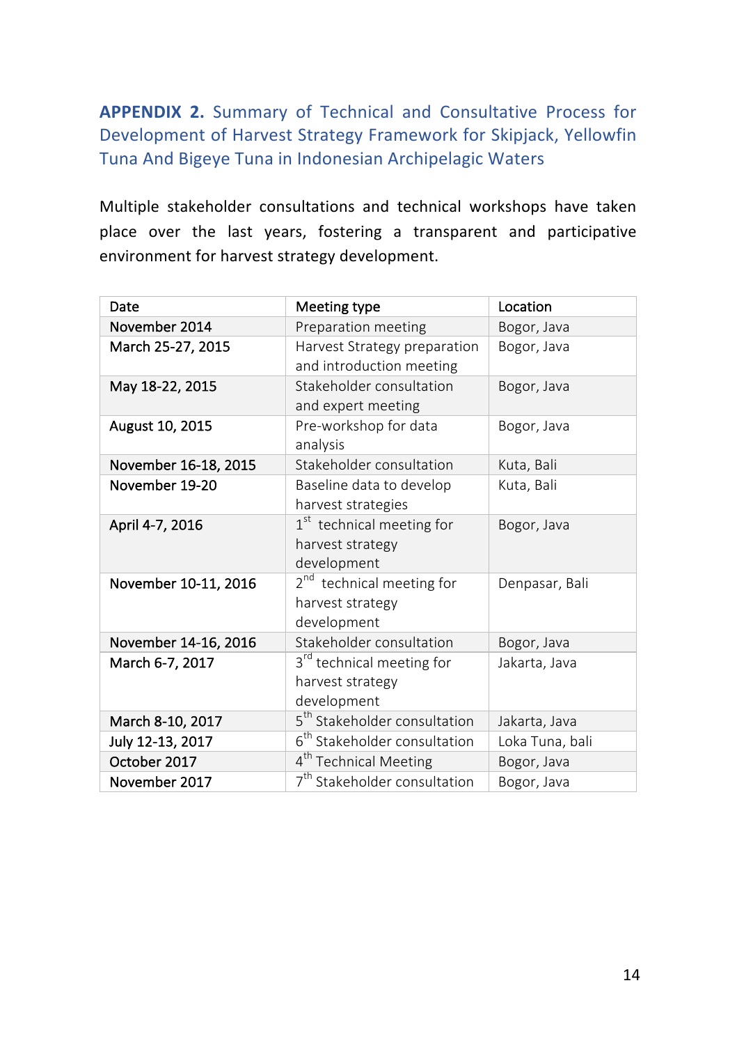## **APPENDIX 2.** Summary of Technical and Consultative Process for Development of Harvest Strategy Framework for Skipjack, Yellowfin Tuna And Bigeye Tuna in Indonesian Archipelagic Waters

Multiple stakeholder consultations and technical workshops have taken place over the last years, fostering a transparent and participative environment for harvest strategy development.

| Date | Meeting type | Location |
|---|---|---|
| November 2014 | Preparation meeting | Bogor, Java |
| March 25-27, 2015 | Harvest Strategy preparation and introduction meeting | Bogor, Java |
| May 18-22, 2015 | Stakeholder consultation and expert meeting | Bogor, Java |
| August 10, 2015 | Pre-workshop for data analysis | Bogor, Java |
| November 16-18, 2015 | Stakeholder consultation | Kuta, Bali |
| November 19-20 | Baseline data to develop harvest strategies | Kuta, Bali |
| April 4-7, 2016 | 1st technical meeting for harvest strategy development | Bogor, Java |
| November 10-11, 2016 | 2nd technical meeting for harvest strategy development | Denpasar, Bali |
| November 14-16, 2016 | Stakeholder consultation | Bogor, Java |
| March 6-7, 2017 | 3rd technical meeting for harvest strategy development | Jakarta, Java |
| March 8-10, 2017 | 5th Stakeholder consultation | Jakarta, Java |
| July 12-13, 2017 | 6th Stakeholder consultation | Loka Tuna, bali |
| October 2017 | 4th Technical Meeting | Bogor, Java |
| November 2017 | 7th Stakeholder consultation | Bogor, Java |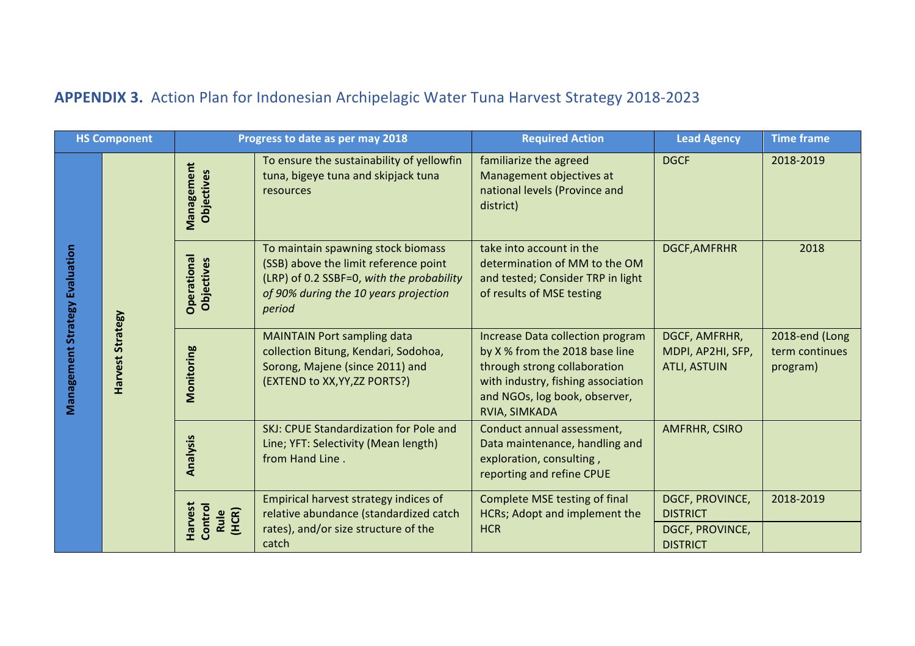## **APPENDIX 3.** Action Plan for Indonesian Archipelagic Water Tuna Harvest Strategy 2018-2023

| HS Component | | Progress to date as per may 2018 | | Required Action | Lead Agency | Time frame |
|---|---|---|---|---|---|---|
| Management Strategy Evaluation | Harvest Strategy | Management Objectives | To ensure the sustainability of yellowfin tuna, bigeye tuna and skipjack tuna resources | familiarize the agreed Management objectives at national levels (Province and district) | DGCF | 2018-2019 |
| | | Operational Objectives | To maintain spawning stock biomass (SSB) above the limit reference point (LRP) of 0.2 SSBF=0, *with the probability of 90% during the 10 years projection period* | take into account in the determination of MM to the OM and tested; Consider TRP in light of results of MSE testing | DGCF,AMFRHR | 2018 |
| | | Monitoring | MAINTAIN Port sampling data collection Bitung, Kendari, Sodohoa, Sorong, Majene (since 2011) and (EXTEND to XX,YY,ZZ PORTS?) | Increase Data collection program by X % from the 2018 base line through strong collaboration with industry, fishing association and NGOs, log book, observer, RVIA, SIMKADA | DGCF, AMFRHR, MDPI, AP2HI, SFP, ATLI, ASTUIN | 2018-end (Long term continues program) |
| | | Analysis | SKJ: CPUE Standardization for Pole and Line; YFT: Selectivity (Mean length) from Hand Line . | Conduct annual assessment, Data maintenance, handling and exploration, consulting , reporting and refine CPUE | AMFRHR, CSIRO | |
| | | Harvest Control Rule (HCR) | Empirical harvest strategy indices of relative abundance (standardized catch rates), and/or size structure of the catch | Complete MSE testing of final HCRs; Adopt and implement the HCR | DGCF, PROVINCE, DISTRICT | 2018-2019 |
| | | | | | DGCF, PROVINCE, DISTRICT | |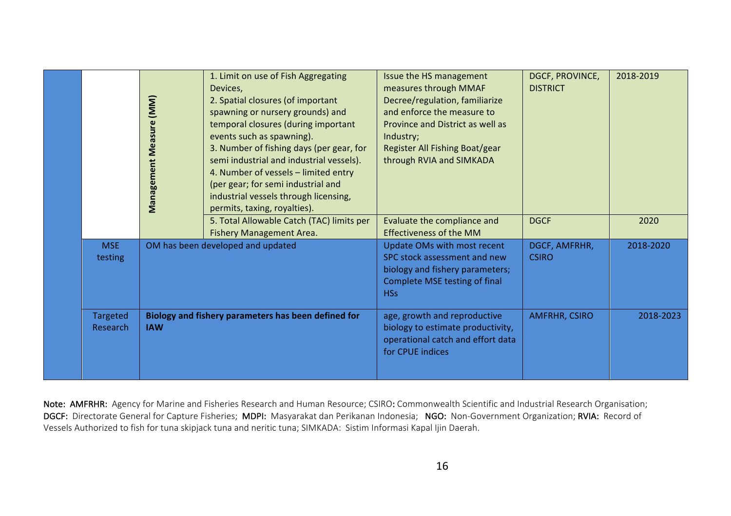| | | | | | | |
|---|---|---|---|---|---|---|
| | | **Management Measure (MM)** | 1. Limit on use of Fish Aggregating Devices,<br>2. Spatial closures (of important spawning or nursery grounds) and temporal closures (during important events such as spawning).<br>3. Number of fishing days (per gear, for semi industrial and industrial vessels).<br>4. Number of vessels – limited entry (per gear; for semi industrial and industrial vessels through licensing, permits, taxing, royalties). | Issue the HS management measures through MMAF Decree/regulation, familiarize and enforce the measure to Province and District as well as Industry;<br>Register All Fishing Boat/gear through RVIA and SIMKADA | DGCF, PROVINCE, DISTRICT | 2018-2019 |
| | | | 5. Total Allowable Catch (TAC) limits per Fishery Management Area. | Evaluate the compliance and Effectiveness of the MM | DGCF | 2020 |
| | MSE testing | OM has been developed and updated | | Update OMs with most recent SPC stock assessment and new biology and fishery parameters; Complete MSE testing of final HSs | DGCF, AMFRHR, CSIRO | 2018-2020 |
| | Targeted Research | **Biology and fishery parameters has been defined for IAW** | | age, growth and reproductive biology to estimate productivity, operational catch and effort data for CPUE indices | AMFRHR, CSIRO | 2018-2023 |

Note: AMFRHR: Agency for Marine and Fisheries Research and Human Resource; CSIRO: Commonwealth Scientific and Industrial Research Organisation; DGCF: Directorate General for Capture Fisheries; MDPI: Masyarakat dan Perikanan Indonesia; NGO: Non-Government Organization; RVIA: Record of Vessels Authorized to fish for tuna skipjack tuna and neritic tuna; SIMKADA: Sistim Informasi Kapal Ijin Daerah.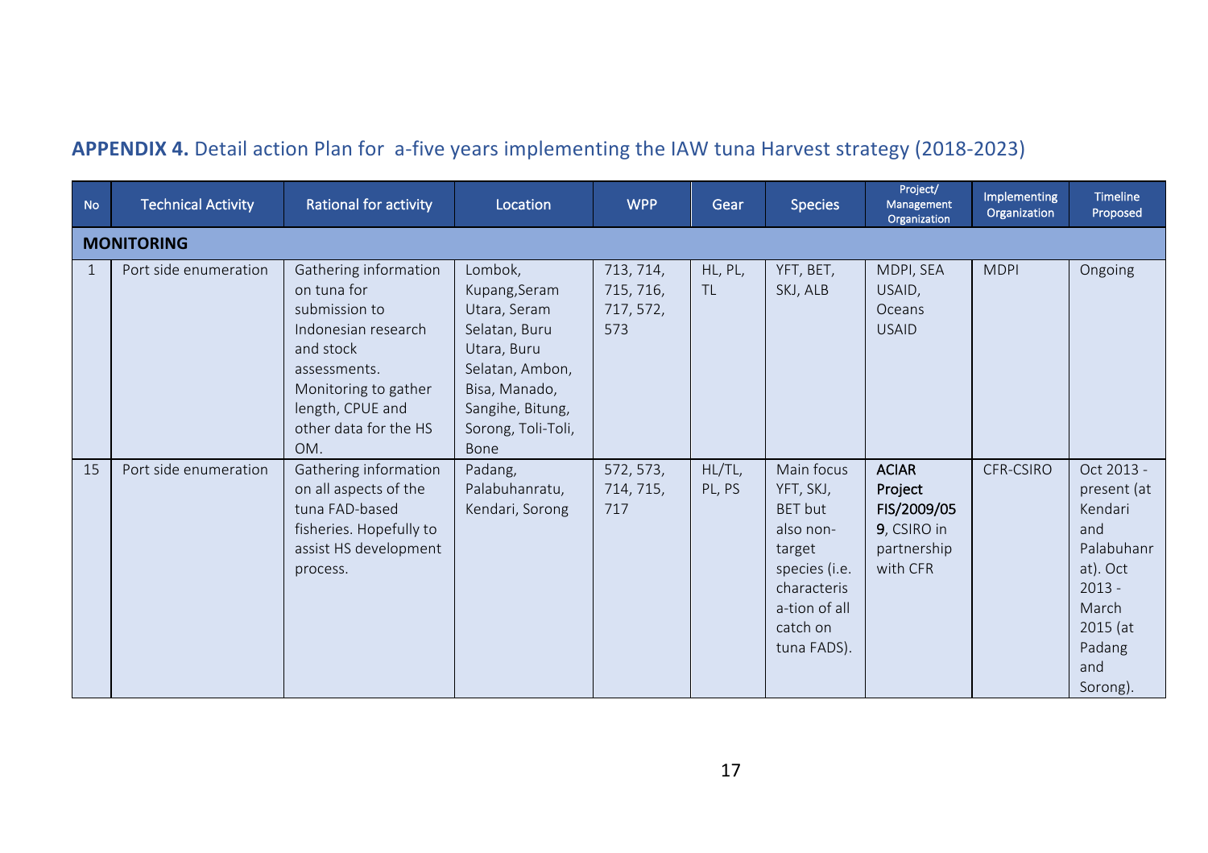**APPENDIX 4.** Detail action Plan for a-five years implementing the IAW tuna Harvest strategy (2018-2023)

| No | Technical Activity | Rational for activity | Location | WPP | Gear | Species | Project/ Management Organization | Implementing Organization | Timeline Proposed |
|---|---|---|---|---|---|---|---|---|---|
| **MONITORING** | | | | | | | | | |
| 1 | Port side enumeration | Gathering information on tuna for submission to Indonesian research and stock assessments. Monitoring to gather length, CPUE and other data for the HS OM. | Lombok, Kupang,Seram Utara, Seram Selatan, Buru Utara, Buru Selatan, Ambon, Bisa, Manado, Sangihe, Bitung, Sorong, Toli-Toli, Bone | 713, 714, 715, 716, 717, 572, 573 | HL, PL, TL | YFT, BET, SKJ, ALB | MDPI, SEA USAID, Oceans USAID | MDPI | Ongoing |
| 15 | Port side enumeration | Gathering information on all aspects of the tuna FAD-based fisheries. Hopefully to assist HS development process. | Padang, Palabuhanratu, Kendari, Sorong | 572, 573, 714, 715, 717 | HL/TL, PL, PS | Main focus YFT, SKJ, BET but also non-target species (i.e. characteris a-tion of all catch on tuna FADS). | **ACIAR Project FIS/2009/059**, CSIRO in partnership with CFR | CFR-CSIRO | Oct 2013 - present (at Kendari and Palabuhanrat). Oct 2013 - March 2015 (at Padang and Sorong). |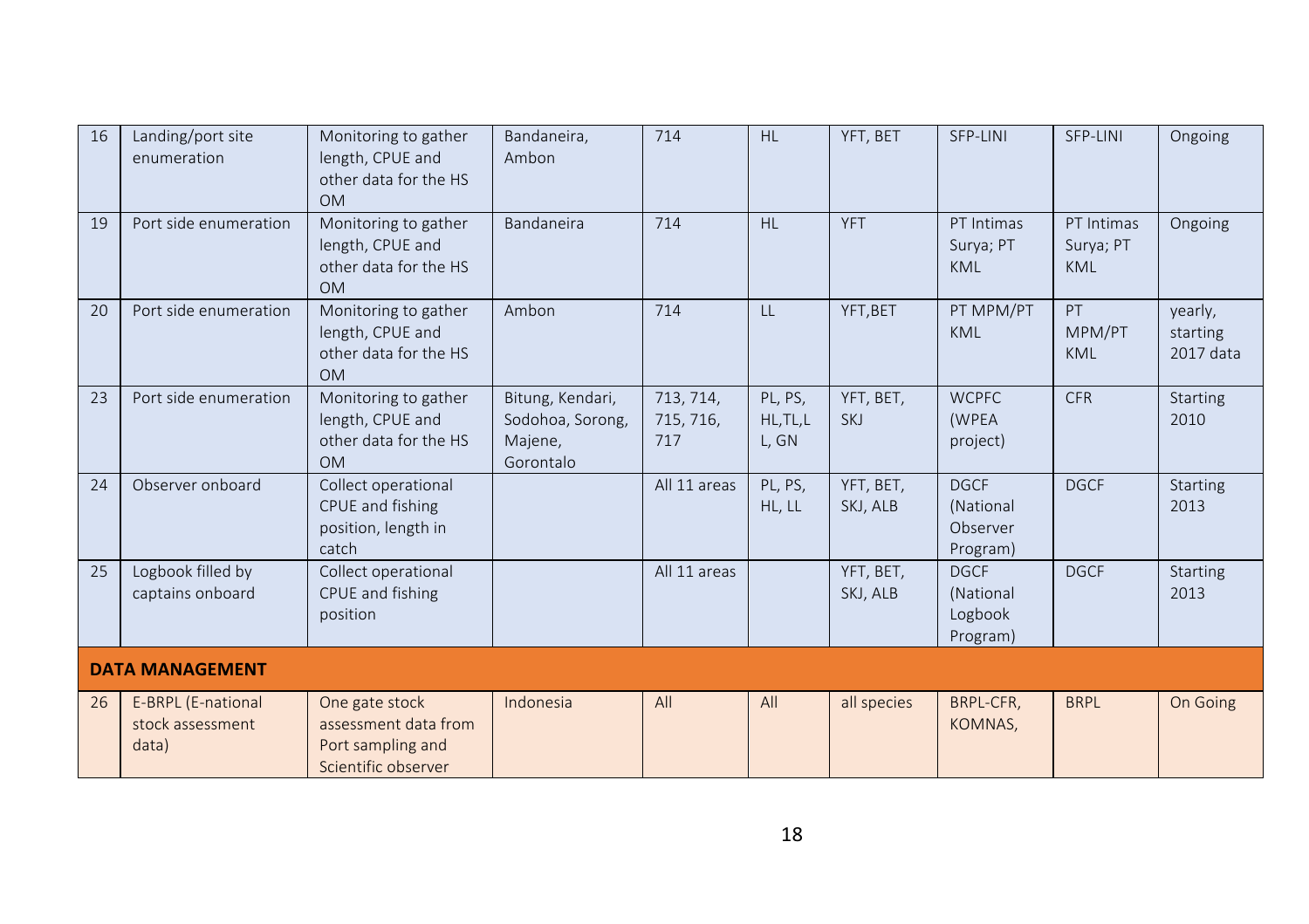| 16 | Landing/port site enumeration | Monitoring to gather length, CPUE and other data for the HS OM | Bandaneira, Ambon | 714 | HL | YFT, BET | SFP-LINI | SFP-LINI | Ongoing |
|---|---|---|---|---|---|---|---|---|---|
| 19 | Port side enumeration | Monitoring to gather length, CPUE and other data for the HS OM | Bandaneira | 714 | HL | YFT | PT Intimas Surya; PT KML | PT Intimas Surya; PT KML | Ongoing |
| 20 | Port side enumeration | Monitoring to gather length, CPUE and other data for the HS OM | Ambon | 714 | LL | YFT,BET | PT MPM/PT KML | PT MPM/PT KML | yearly, starting 2017 data |
| 23 | Port side enumeration | Monitoring to gather length, CPUE and other data for the HS OM | Bitung, Kendari, Sodohoa, Sorong, Majene, Gorontalo | 713, 714, 715, 716, 717 | PL, PS, HL,TL,L L, GN | YFT, BET, SKJ | WCPFC (WPEA project) | CFR | Starting 2010 |
| 24 | Observer onboard | Collect operational CPUE and fishing position, length in catch | | All 11 areas | PL, PS, HL, LL | YFT, BET, SKJ, ALB | DGCF (National Observer Program) | DGCF | Starting 2013 |
| 25 | Logbook filled by captains onboard | Collect operational CPUE and fishing position | | All 11 areas | | YFT, BET, SKJ, ALB | DGCF (National Logbook Program) | DGCF | Starting 2013 |
| **DATA MANAGEMENT** | | | | | | | | | |
| 26 | E-BRPL (E-national stock assessment data) | One gate stock assessment data from Port sampling and Scientific observer | Indonesia | All | All | all species | BRPL-CFR, KOMNAS, | BRPL | On Going |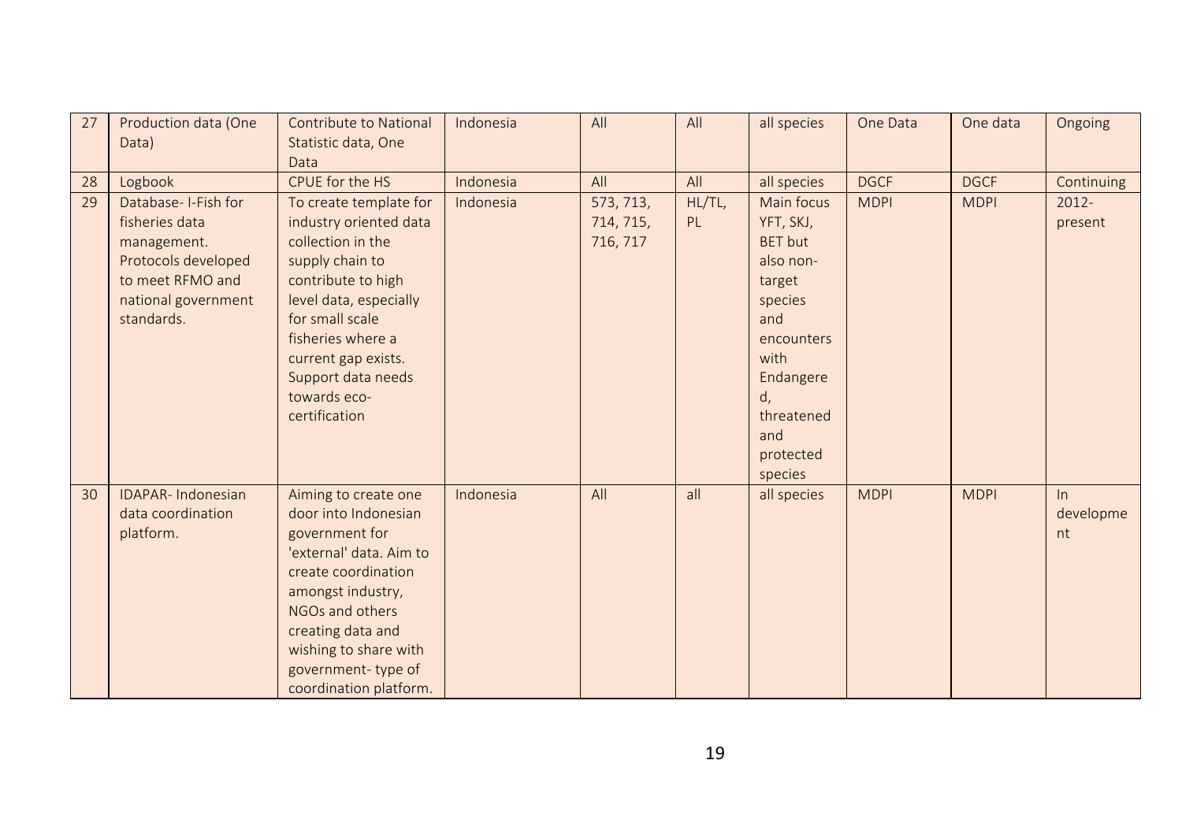| 27 | Production data (One Data) | Contribute to National Statistic data, One Data | Indonesia | All | All | all species | One Data | One data | Ongoing |
|---|---|---|---|---|---|---|---|---|---|
| 28 | Logbook | CPUE for the HS | Indonesia | All | All | all species | DGCF | DGCF | Continuing |
| 29 | Database- I-Fish for fisheries data management. Protocols developed to meet RFMO and national government standards. | To create template for industry oriented data collection in the supply chain to contribute to high level data, especially for small scale fisheries where a current gap exists. Support data needs towards eco-certification | Indonesia | 573, 713, 714, 715, 716, 717 | HL/TL, PL | Main focus YFT, SKJ, BET but also non-target species and encounters with Endangered, threatened and protected species | MDPI | MDPI | 2012-present |
| 30 | IDAPAR- Indonesian data coordination platform. | Aiming to create one door into Indonesian government for 'external' data. Aim to create coordination amongst industry, NGOs and others creating data and wishing to share with government- type of coordination platform. | Indonesia | All | all | all species | MDPI | MDPI | In development |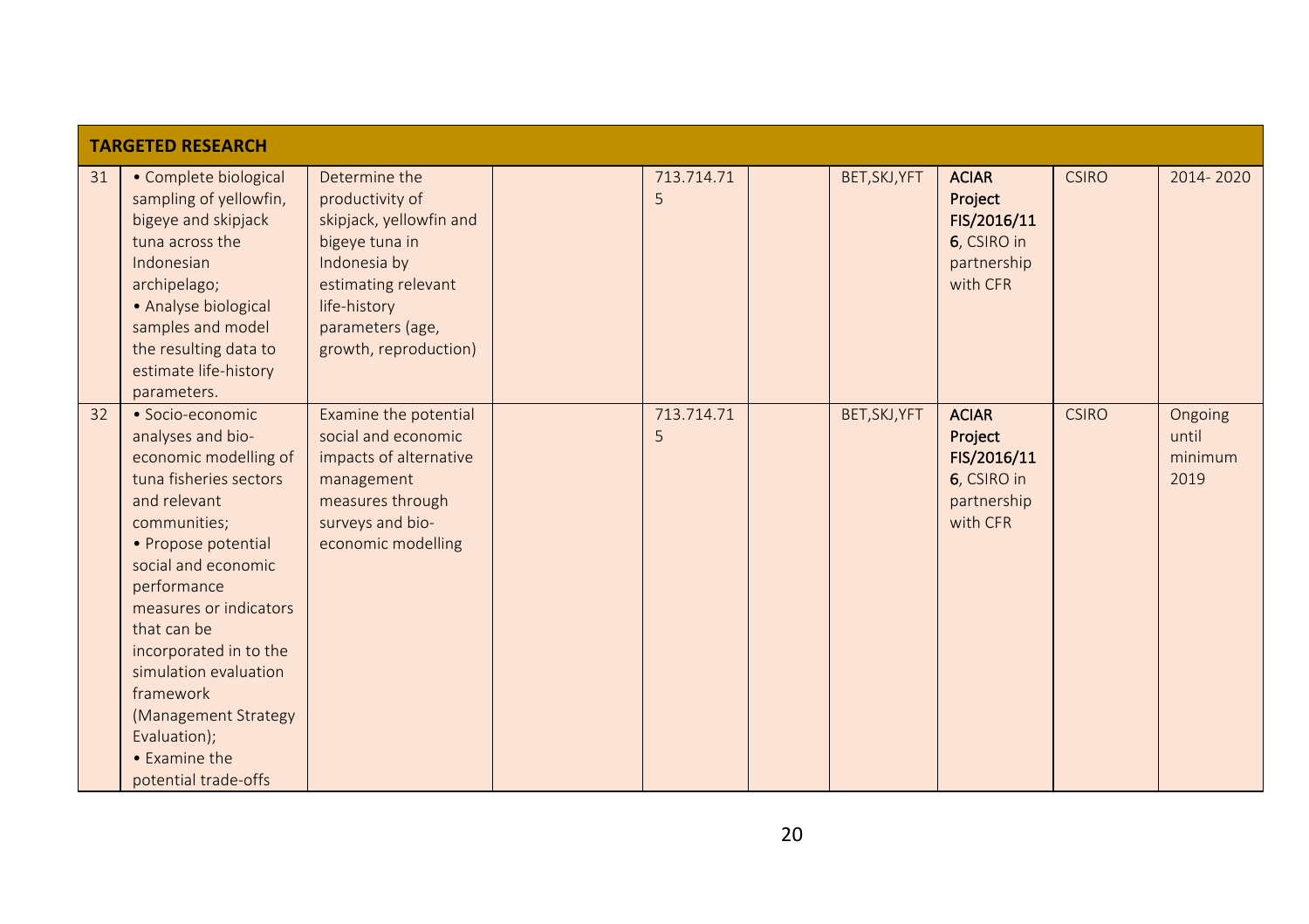| TARGETED RESEARCH | | | | | | | | | |
|---|---|---|---|---|---|---|---|---|---|
| 31 | • Complete biological sampling of yellowfin, bigeye and skipjack tuna across the Indonesian archipelago; • Analyse biological samples and model the resulting data to estimate life-history parameters. | Determine the productivity of skipjack, yellowfin and bigeye tuna in Indonesia by estimating relevant life-history parameters (age, growth, reproduction) | | 713.714.715 | | BET,SKJ,YFT | **ACIAR Project FIS/2016/116**, CSIRO in partnership with CFR | CSIRO | 2014- 2020 |
| 32 | • Socio-economic analyses and bio-economic modelling of tuna fisheries sectors and relevant communities; • Propose potential social and economic performance measures or indicators that can be incorporated in to the simulation evaluation framework (Management Strategy Evaluation); • Examine the potential trade-offs | Examine the potential social and economic impacts of alternative management measures through surveys and bio-economic modelling | | 713.714.715 | | BET,SKJ,YFT | **ACIAR Project FIS/2016/116**, CSIRO in partnership with CFR | CSIRO | Ongoing until minimum 2019 |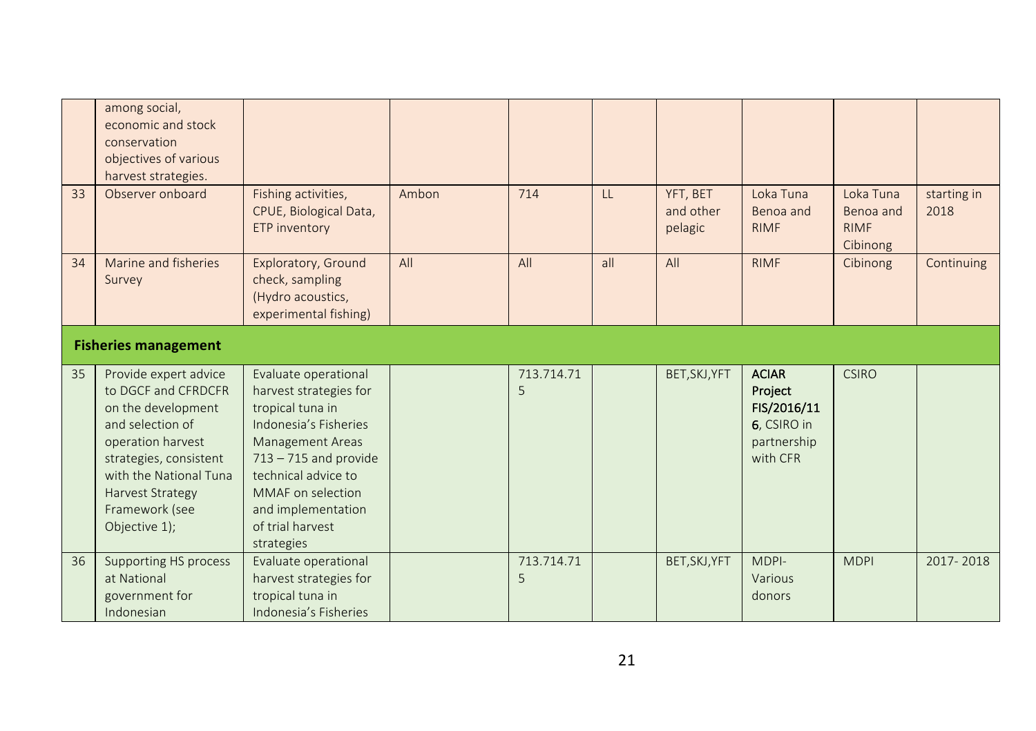|  |  |  |  |  |  |  |  |  |  |
|---|---|---|---|---|---|---|---|---|---|
|  | among social, economic and stock conservation objectives of various harvest strategies. |  |  |  |  |  |  |  |  |
| 33 | Observer onboard | Fishing activities, CPUE, Biological Data, ETP inventory | Ambon | 714 | LL | YFT, BET and other pelagic | Loka Tuna Benoa and RIMF | Loka Tuna Benoa and RIMF Cibinong | starting in 2018 |
| 34 | Marine and fisheries Survey | Exploratory, Ground check, sampling (Hydro acoustics, experimental fishing) | All | All | all | All | RIMF | Cibinong | Continuing |
| **Fisheries management** |  |  |  |  |  |  |  |  |  |
| 35 | Provide expert advice to DGCF and CFRDCFR on the development and selection of operation harvest strategies, consistent with the National Tuna Harvest Strategy Framework (see Objective 1); | Evaluate operational harvest strategies for tropical tuna in Indonesia's Fisheries Management Areas 713 – 715 and provide technical advice to MMAF on selection and implementation of trial harvest strategies |  | 713.714.715 |  | BET,SKJ,YFT | **ACIAR Project FIS/2016/116**, CSIRO in partnership with CFR | CSIRO |  |
| 36 | Supporting HS process at National government for Indonesian | Evaluate operational harvest strategies for tropical tuna in Indonesia's Fisheries |  | 713.714.715 |  | BET,SKJ,YFT | MDPI- Various donors | MDPI | 2017- 2018 |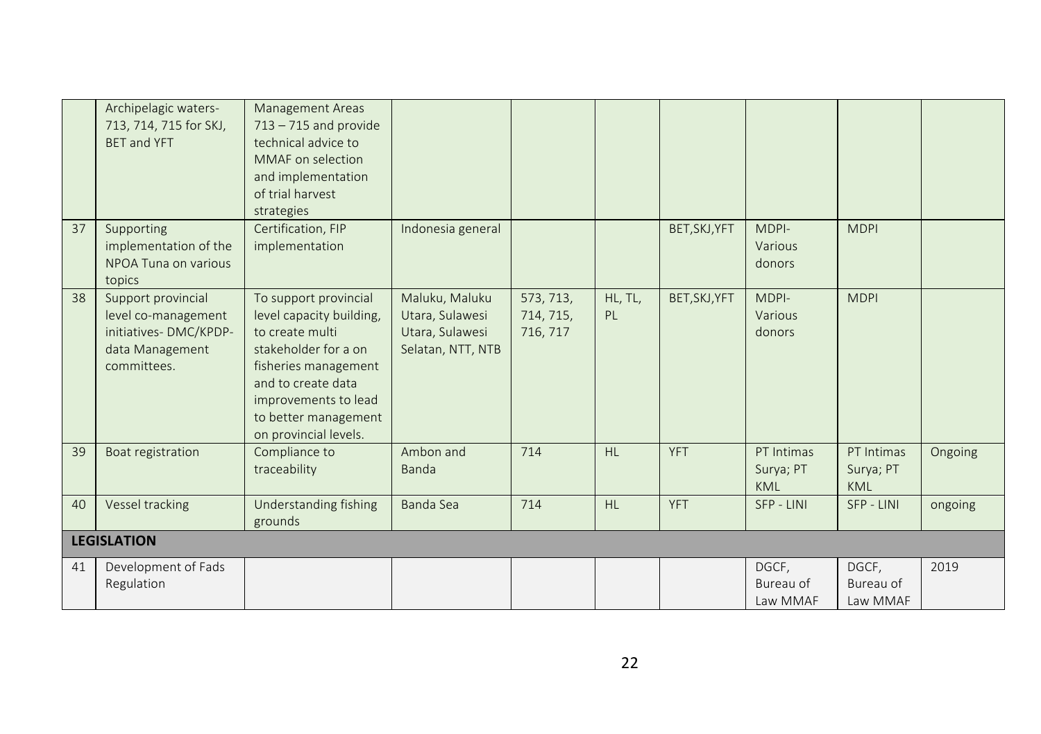| | | | | | | | | | |
|---|---|---|---|---|---|---|---|---|---|
| | Archipelagic waters- 713, 714, 715 for SKJ, BET and YFT | Management Areas 713 – 715 and provide technical advice to MMAF on selection and implementation of trial harvest strategies | | | | | | | |
| 37 | Supporting implementation of the NPOA Tuna on various topics | Certification, FIP implementation | Indonesia general | | | BET,SKJ,YFT | MDPI- Various donors | MDPI | |
| 38 | Support provincial level co-management initiatives- DMC/KPDP- data Management committees. | To support provincial level capacity building, to create multi stakeholder for a on fisheries management and to create data improvements to lead to better management on provincial levels. | Maluku, Maluku Utara, Sulawesi Utara, Sulawesi Selatan, NTT, NTB | 573, 713, 714, 715, 716, 717 | HL, TL, PL | BET,SKJ,YFT | MDPI- Various donors | MDPI | |
| 39 | Boat registration | Compliance to traceability | Ambon and Banda | 714 | HL | YFT | PT Intimas Surya; PT KML | PT Intimas Surya; PT KML | Ongoing |
| 40 | Vessel tracking | Understanding fishing grounds | Banda Sea | 714 | HL | YFT | SFP - LINI | SFP - LINI | ongoing |
| **LEGISLATION** | | | | | | | | | |
| 41 | Development of Fads Regulation | | | | | | DGCF, Bureau of Law MMAF | DGCF, Bureau of Law MMAF | 2019 |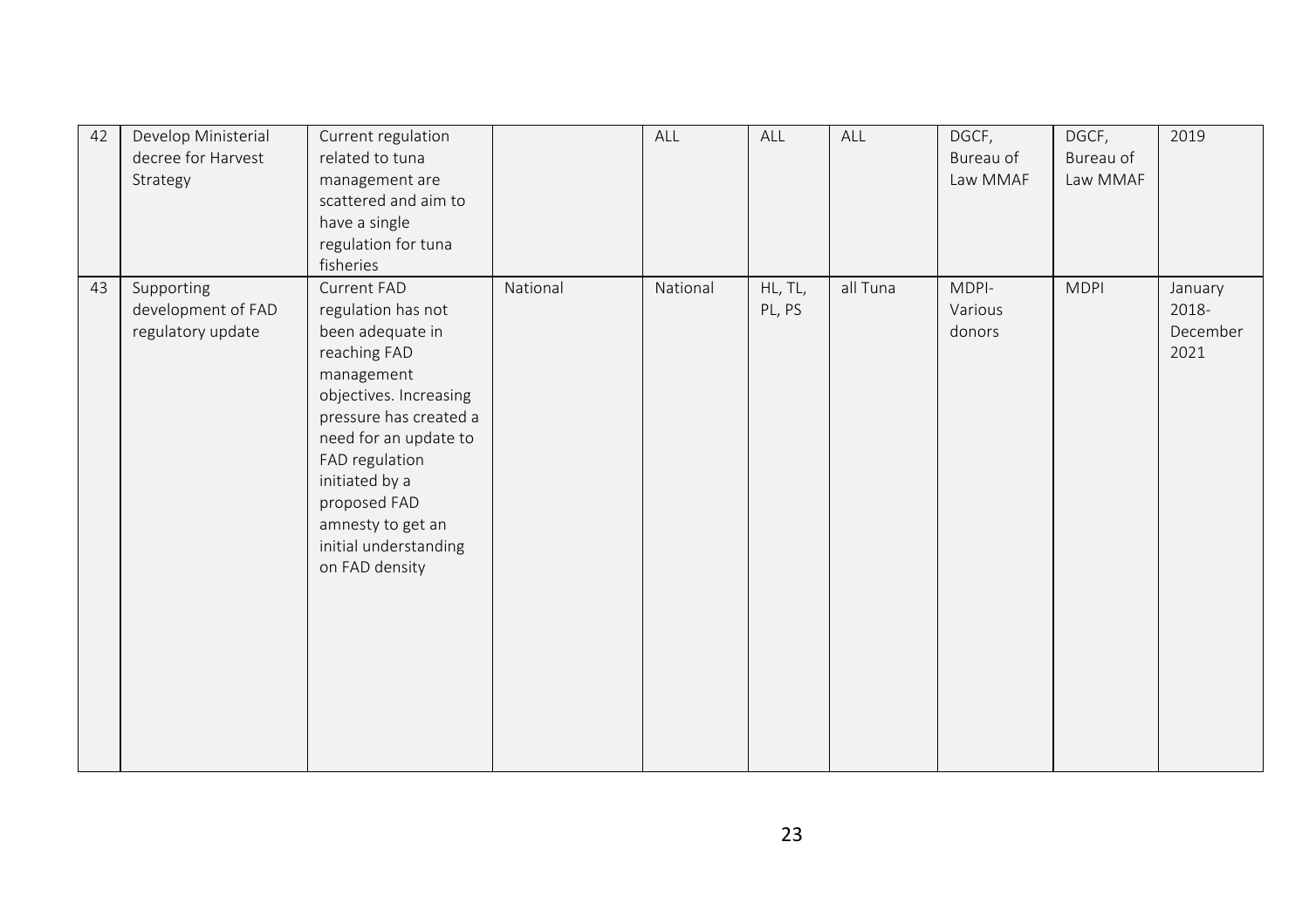| | | | | | | | | | |
|---|---|---|---|---|---|---|---|---|---|
| 42 | Develop Ministerial decree for Harvest Strategy | Current regulation related to tuna management are scattered and aim to have a single regulation for tuna fisheries | | ALL | ALL | ALL | DGCF, Bureau of Law MMAF | DGCF, Bureau of Law MMAF | 2019 |
| 43 | Supporting development of FAD regulatory update | Current FAD regulation has not been adequate in reaching FAD management objectives. Increasing pressure has created a need for an update to FAD regulation initiated by a proposed FAD amnesty to get an initial understanding on FAD density | National | National | HL, TL, PL, PS | all Tuna | MDPI-Various donors | MDPI | January 2018-December 2021 |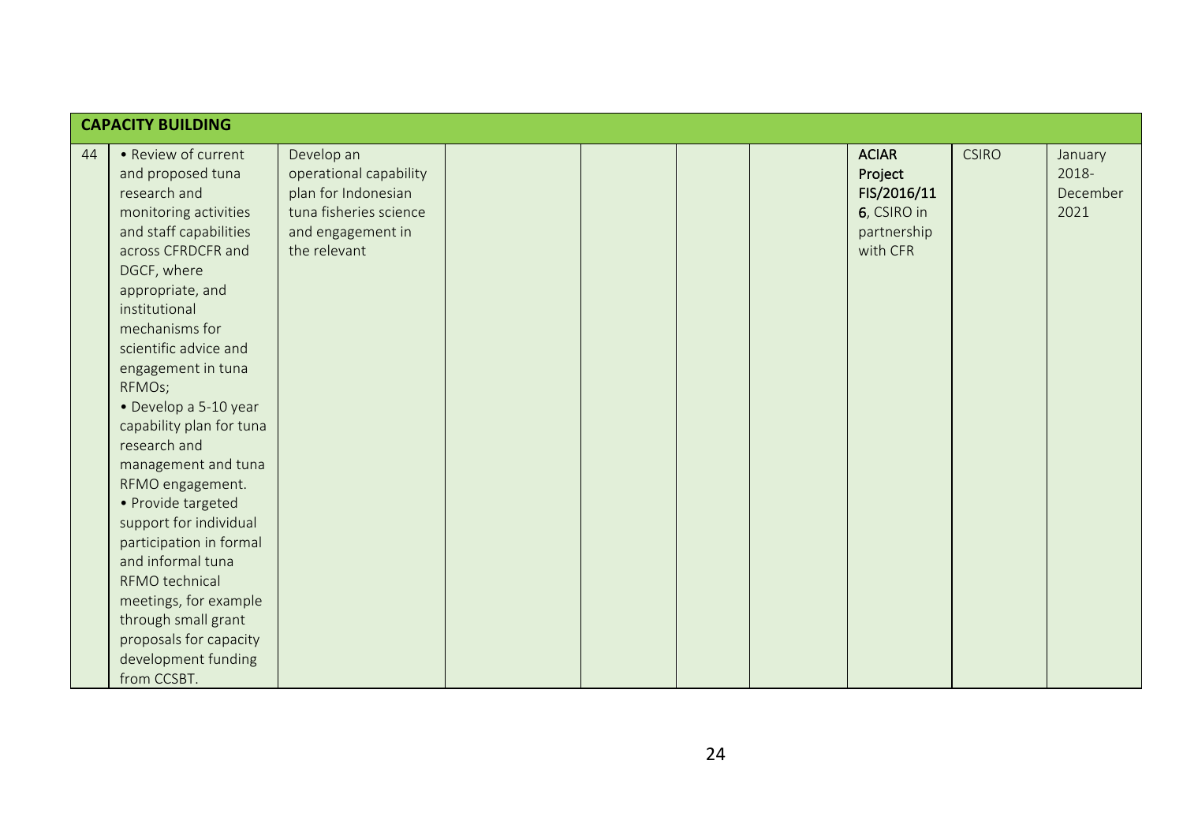| CAPACITY BUILDING | | | | | | | | | |
|---|---|---|---|---|---|---|---|---|---|
| 44 | • Review of current and proposed tuna research and monitoring activities and staff capabilities across CFRDCFR and DGCF, where appropriate, and institutional mechanisms for scientific advice and engagement in tuna RFMOs;<br>• Develop a 5-10 year capability plan for tuna research and management and tuna RFMO engagement.<br>• Provide targeted support for individual participation in formal and informal tuna RFMO technical meetings, for example through small grant proposals for capacity development funding from CCSBT. | Develop an operational capability plan for Indonesian tuna fisheries science and engagement in the relevant | | | | | **ACIAR Project FIS/2016/116**, CSIRO in partnership with CFR | CSIRO | January 2018-December 2021 |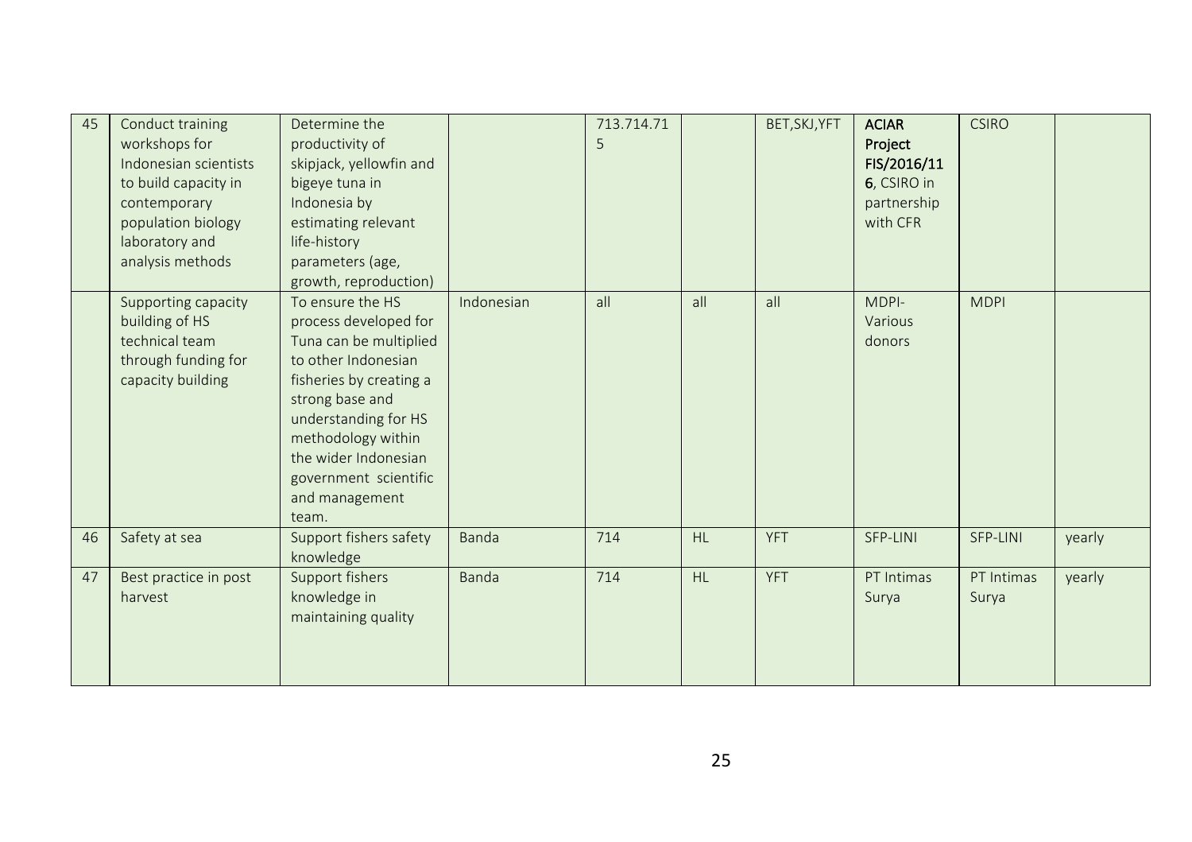| 45 | Conduct training workshops for Indonesian scientists to build capacity in contemporary population biology laboratory and analysis methods | Determine the productivity of skipjack, yellowfin and bigeye tuna in Indonesia by estimating relevant life-history parameters (age, growth, reproduction) | | 713.714.715 | | BET,SKJ,YFT | **ACIAR Project FIS/2016/116**, CSIRO in partnership with CFR | CSIRO | |
|---|---|---|---|---|---|---|---|---|---|
| | Supporting capacity building of HS technical team through funding for capacity building | To ensure the HS process developed for Tuna can be multiplied to other Indonesian fisheries by creating a strong base and understanding for HS methodology within the wider Indonesian government scientific and management team. | Indonesian | all | all | all | MDPI- Various donors | MDPI | |
| 46 | Safety at sea | Support fishers safety knowledge | Banda | 714 | HL | YFT | SFP-LINI | SFP-LINI | yearly |
| 47 | Best practice in post harvest | Support fishers knowledge in maintaining quality | Banda | 714 | HL | YFT | PT Intimas Surya | PT Intimas Surya | yearly |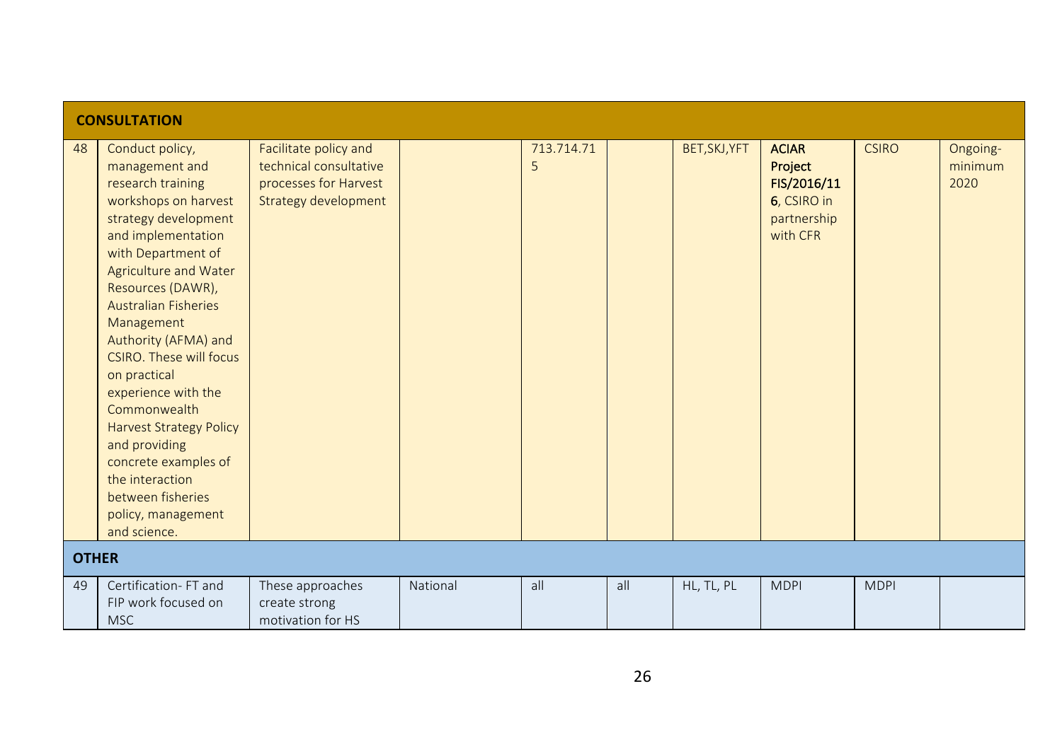| | | | | | | | | | |
|---|---|---|---|---|---|---|---|---|---|
| **CONSULTATION** | | | | | | | | | |
| 48 | Conduct policy, management and research training workshops on harvest strategy development and implementation with Department of Agriculture and Water Resources (DAWR), Australian Fisheries Management Authority (AFMA) and CSIRO. These will focus on practical experience with the Commonwealth Harvest Strategy Policy and providing concrete examples of the interaction between fisheries policy, management and science. | Facilitate policy and technical consultative processes for Harvest Strategy development | | 713.714.715 | | BET,SKJ,YFT | **ACIAR Project FIS/2016/116**, CSIRO in partnership with CFR | CSIRO | Ongoing- minimum 2020 |
| **OTHER** | | | | | | | | | |
| 49 | Certification- FT and FIP work focused on MSC | These approaches create strong motivation for HS | National | all | all | HL, TL, PL | MDPI | MDPI | |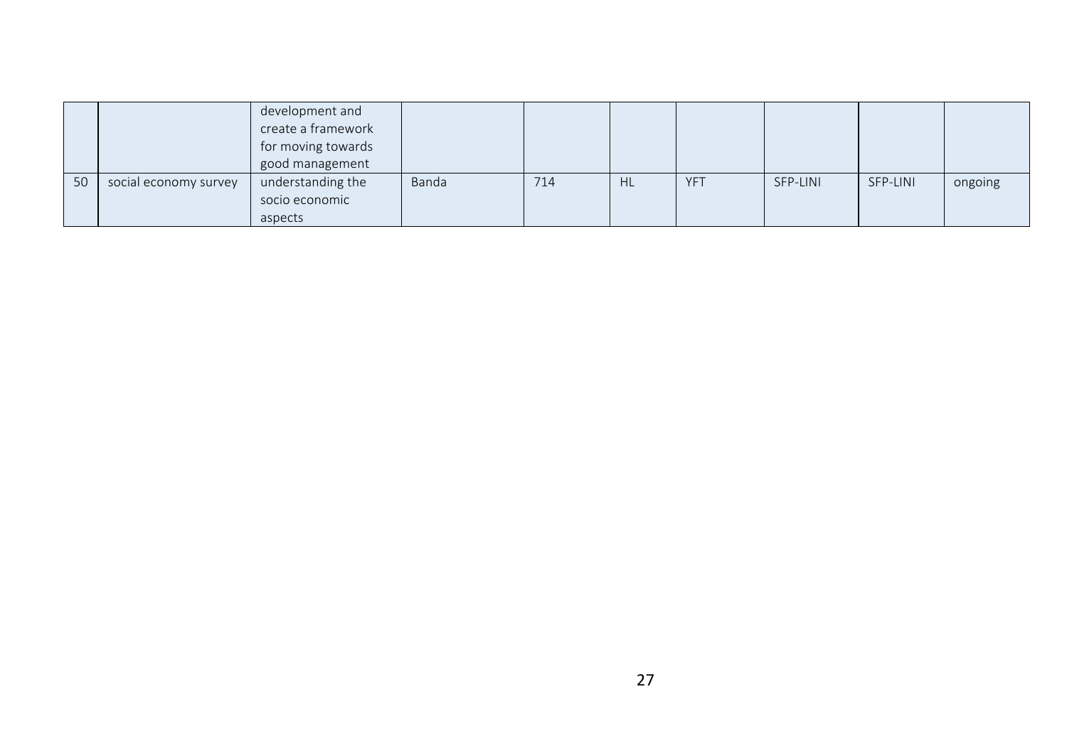| | | | | | | | | | |
|---|---|---|---|---|---|---|---|---|---|
| | | development and create a framework for moving towards good management | | | | | | | |
| 50 | social economy survey | understanding the socio economic aspects | Banda | 714 | HL | YFT | SFP-LINI | SFP-LINI | ongoing |